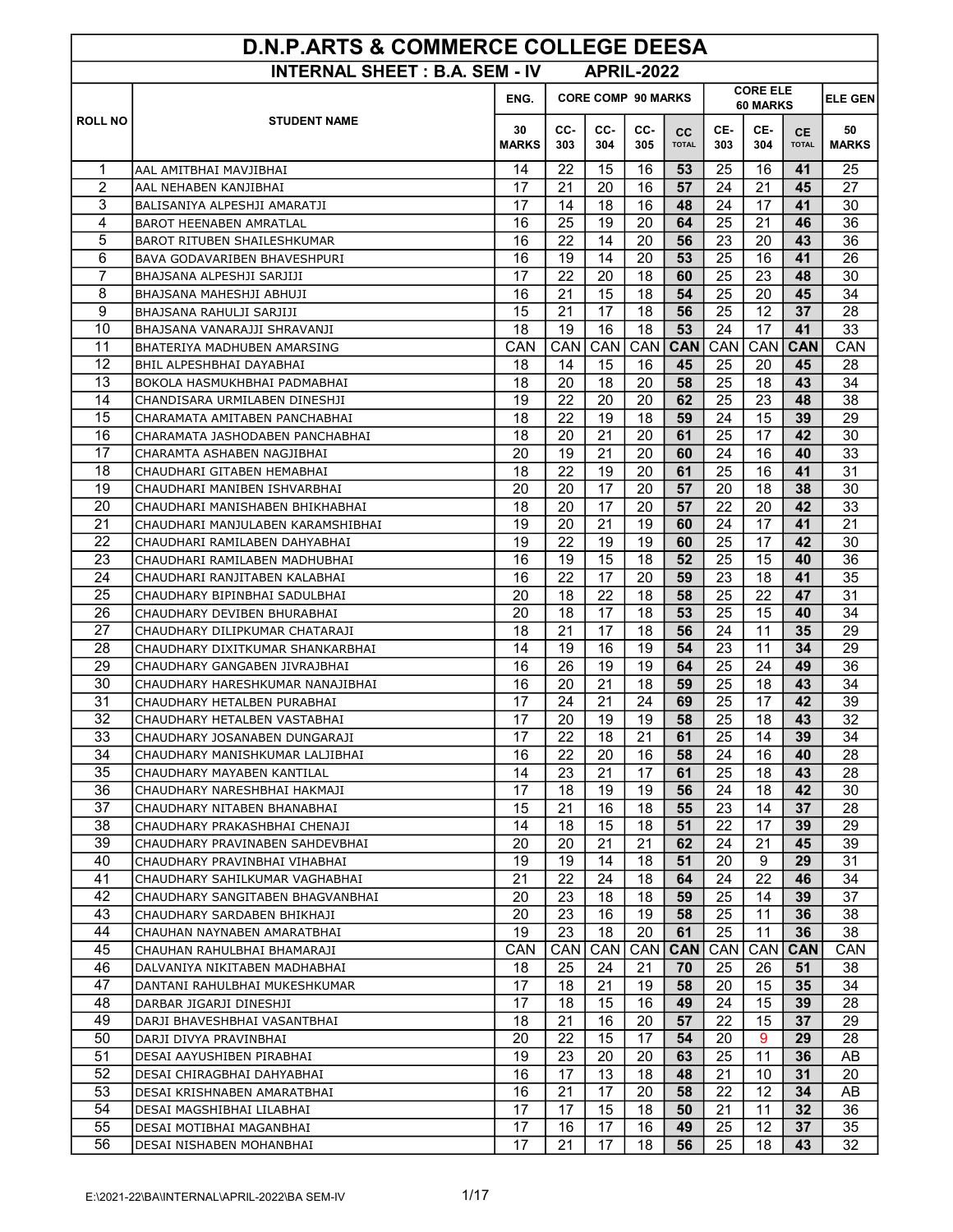# D.N.P.ARTS & COMMERCE COLLEGE DEESA

## INTERNAL SHEET : B.A. SEM - IV APRIL-2022

| ROLL NO | STUDENT NAME | ENG. | CORE COMP 90 MARKS | | | | CORE ELE 60 MARKS | | | ELE GEN |
|---|---|---|---|---|---|---|---|---|---|---|
| | | 30 MARKS | CC-303 | CC-304 | CC-305 | CC TOTAL | CE-303 | CE-304 | CE TOTAL | 50 MARKS |
| 1 | AAL AMITBHAI MAVJIBHAI | 14 | 22 | 15 | 16 | **53** | 25 | 16 | **41** | 25 |
| 2 | AAL NEHABEN KANJIBHAI | 17 | 21 | 20 | 16 | **57** | 24 | 21 | **45** | 27 |
| 3 | BALISANIYA ALPESHJI AMARATJI | 17 | 14 | 18 | 16 | **48** | 24 | 17 | **41** | 30 |
| 4 | BAROT HEENABEN AMRATLAL | 16 | 25 | 19 | 20 | **64** | 25 | 21 | **46** | 36 |
| 5 | BAROT RITUBEN SHAILESHKUMAR | 16 | 22 | 14 | 20 | **56** | 23 | 20 | **43** | 36 |
| 6 | BAVA GODAVARIBEN BHAVESHPURI | 16 | 19 | 14 | 20 | **53** | 25 | 16 | **41** | 26 |
| 7 | BHAJSANA ALPESHJI SARJIJI | 17 | 22 | 20 | 18 | **60** | 25 | 23 | **48** | 30 |
| 8 | BHAJSANA MAHESHJI ABHUJI | 16 | 21 | 15 | 18 | **54** | 25 | 20 | **45** | 34 |
| 9 | BHAJSANA RAHULJI SARJIJI | 15 | 21 | 17 | 18 | **56** | 25 | 12 | **37** | 28 |
| 10 | BHAJSANA VANARAJJI SHRAVANJI | 18 | 19 | 16 | 18 | **53** | 24 | 17 | **41** | 33 |
| 11 | BHATERIYA MADHUBEN AMARSING | CAN | CAN | CAN | CAN | **CAN** | CAN | CAN | **CAN** | CAN |
| 12 | BHIL ALPESHBHAI DAYABHAI | 18 | 14 | 15 | 16 | **45** | 25 | 20 | **45** | 28 |
| 13 | BOKOLA HASMUKHBHAI PADMABHAI | 18 | 20 | 18 | 20 | **58** | 25 | 18 | **43** | 34 |
| 14 | CHANDISARA URMILABEN DINESHJI | 19 | 22 | 20 | 20 | **62** | 25 | 23 | **48** | 38 |
| 15 | CHARAMATA AMITABEN PANCHABHAI | 18 | 22 | 19 | 18 | **59** | 24 | 15 | **39** | 29 |
| 16 | CHARAMATA JASHODABEN PANCHABHAI | 18 | 20 | 21 | 20 | **61** | 25 | 17 | **42** | 30 |
| 17 | CHARAMTA ASHABEN NAGJIBHAI | 20 | 19 | 21 | 20 | **60** | 24 | 16 | **40** | 33 |
| 18 | CHAUDHARI GITABEN HEMABHAI | 18 | 22 | 19 | 20 | **61** | 25 | 16 | **41** | 31 |
| 19 | CHAUDHARI MANIBEN ISHVARBHAI | 20 | 20 | 17 | 20 | **57** | 20 | 18 | **38** | 30 |
| 20 | CHAUDHARI MANISHABEN BHIKHABHAI | 18 | 20 | 17 | 20 | **57** | 22 | 20 | **42** | 33 |
| 21 | CHAUDHARI MANJULABEN KARAMSHIBHAI | 19 | 20 | 21 | 19 | **60** | 24 | 17 | **41** | 21 |
| 22 | CHAUDHARI RAMILABEN DAHYABHAI | 19 | 22 | 19 | 19 | **60** | 25 | 17 | **42** | 30 |
| 23 | CHAUDHARI RAMILABEN MADHUBHAI | 16 | 19 | 15 | 18 | **52** | 25 | 15 | **40** | 36 |
| 24 | CHAUDHARI RANJITABEN KALABHAI | 16 | 22 | 17 | 20 | **59** | 23 | 18 | **41** | 35 |
| 25 | CHAUDHARY BIPINBHAI SADULBHAI | 20 | 18 | 22 | 18 | **58** | 25 | 22 | **47** | 31 |
| 26 | CHAUDHARY DEVIBEN BHURABHAI | 20 | 18 | 17 | 18 | **53** | 25 | 15 | **40** | 34 |
| 27 | CHAUDHARY DILIPKUMAR CHATARAJI | 18 | 21 | 17 | 18 | **56** | 24 | 11 | **35** | 29 |
| 28 | CHAUDHARY DIXITKUMAR SHANKARBHAI | 14 | 19 | 16 | 19 | **54** | 23 | 11 | **34** | 29 |
| 29 | CHAUDHARY GANGABEN JIVRAJBHAI | 16 | 26 | 19 | 19 | **64** | 25 | 24 | **49** | 36 |
| 30 | CHAUDHARY HARESHKUMAR NANAJIBHAI | 16 | 20 | 21 | 18 | **59** | 25 | 18 | **43** | 34 |
| 31 | CHAUDHARY HETALBEN PURABHAI | 17 | 24 | 21 | 24 | **69** | 25 | 17 | **42** | 39 |
| 32 | CHAUDHARY HETALBEN VASTABHAI | 17 | 20 | 19 | 19 | **58** | 25 | 18 | **43** | 32 |
| 33 | CHAUDHARY JOSANABEN DUNGARAJI | 17 | 22 | 18 | 21 | **61** | 25 | 14 | **39** | 34 |
| 34 | CHAUDHARY MANISHKUMAR LALJIBHAI | 16 | 22 | 20 | 16 | **58** | 24 | 16 | **40** | 28 |
| 35 | CHAUDHARY MAYABEN KANTILAL | 14 | 23 | 21 | 17 | **61** | 25 | 18 | **43** | 28 |
| 36 | CHAUDHARY NARESHBHAI HAKMAJI | 17 | 18 | 19 | 19 | **56** | 24 | 18 | **42** | 30 |
| 37 | CHAUDHARY NITABEN BHANABHAI | 15 | 21 | 16 | 18 | **55** | 23 | 14 | **37** | 28 |
| 38 | CHAUDHARY PRAKASHBHAI CHENAJI | 14 | 18 | 15 | 18 | **51** | 22 | 17 | **39** | 29 |
| 39 | CHAUDHARY PRAVINABEN SAHDEVBHAI | 20 | 20 | 21 | 21 | **62** | 24 | 21 | **45** | 39 |
| 40 | CHAUDHARY PRAVINBHAI VIHABHAI | 19 | 19 | 14 | 18 | **51** | 20 | 9 | **29** | 31 |
| 41 | CHAUDHARY SAHILKUMAR VAGHABHAI | 21 | 22 | 24 | 18 | **64** | 24 | 22 | **46** | 34 |
| 42 | CHAUDHARY SANGITABEN BHAGVANBHAI | 20 | 23 | 18 | 18 | **59** | 25 | 14 | **39** | 37 |
| 43 | CHAUDHARY SARDABEN BHIKHAJI | 20 | 23 | 16 | 19 | **58** | 25 | 11 | **36** | 38 |
| 44 | CHAUHAN NAYNABEN AMARATBHAI | 19 | 23 | 18 | 20 | **61** | 25 | 11 | **36** | 38 |
| 45 | CHAUHAN RAHULBHAI BHAMARAJI | CAN | CAN | CAN | CAN | **CAN** | CAN | CAN | **CAN** | CAN |
| 46 | DALVANIYA NIKITABEN MADHABHAI | 18 | 25 | 24 | 21 | **70** | 25 | 26 | **51** | 38 |
| 47 | DANTANI RAHULBHAI MUKESHKUMAR | 17 | 18 | 21 | 19 | **58** | 20 | 15 | **35** | 34 |
| 48 | DARBAR JIGARJI DINESHJI | 17 | 18 | 15 | 16 | **49** | 24 | 15 | **39** | 28 |
| 49 | DARJI BHAVESHBHAI VASANTBHAI | 18 | 21 | 16 | 20 | **57** | 22 | 15 | **37** | 29 |
| 50 | DARJI DIVYA PRAVINBHAI | 20 | 22 | 15 | 17 | **54** | 20 | 9 | **29** | 28 |
| 51 | DESAI AAYUSHIBEN PIRABHAI | 19 | 23 | 20 | 20 | **63** | 25 | 11 | **36** | AB |
| 52 | DESAI CHIRAGBHAI DAHYABHAI | 16 | 17 | 13 | 18 | **48** | 21 | 10 | **31** | 20 |
| 53 | DESAI KRISHNABEN AMARATBHAI | 16 | 21 | 17 | 20 | **58** | 22 | 12 | **34** | AB |
| 54 | DESAI MAGSHIBHAI LILABHAI | 17 | 17 | 15 | 18 | **50** | 21 | 11 | **32** | 36 |
| 55 | DESAI MOTIBHAI MAGANBHAI | 17 | 16 | 17 | 16 | **49** | 25 | 12 | **37** | 35 |
| 56 | DESAI NISHABEN MOHANBHAI | 17 | 21 | 17 | 18 | **56** | 25 | 18 | **43** | 32 |

E:\2021-22\BA\INTERNAL\APRIL-2022\BA SEM-IV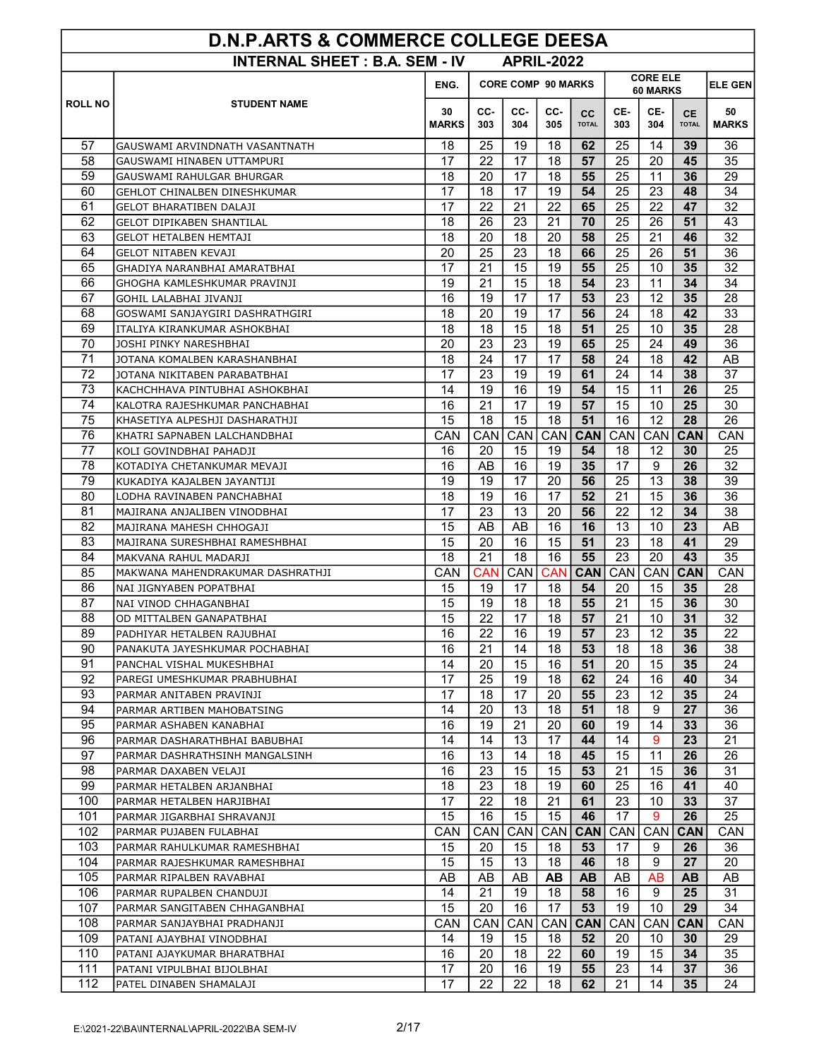# D.N.P.ARTS & COMMERCE COLLEGE DEESA

## INTERNAL SHEET : B.A. SEM - IV APRIL-2022

| ROLL NO | STUDENT NAME | ENG. | CORE COMP 90 MARKS | | | | CORE ELE 60 MARKS | | | ELE GEN |
|---|---|---|---|---|---|---|---|---|---|---|
| | | 30 MARKS | CC-303 | CC-304 | CC-305 | CC TOTAL | CE-303 | CE-304 | CE TOTAL | 50 MARKS |
| 57 | GAUSWAMI ARVINDNATH VASANTNATH | 18 | 25 | 19 | 18 | **62** | 25 | 14 | **39** | 36 |
| 58 | GAUSWAMI HINABEN UTTAMPURI | 17 | 22 | 17 | 18 | **57** | 25 | 20 | **45** | 35 |
| 59 | GAUSWAMI RAHULGAR BHURGAR | 18 | 20 | 17 | 18 | **55** | 25 | 11 | **36** | 29 |
| 60 | GEHLOT CHINALBEN DINESHKUMAR | 17 | 18 | 17 | 19 | **54** | 25 | 23 | **48** | 34 |
| 61 | GELOT BHARATIBEN DALAJI | 17 | 22 | 21 | 22 | **65** | 25 | 22 | **47** | 32 |
| 62 | GELOT DIPIKABEN SHANTILAL | 18 | 26 | 23 | 21 | **70** | 25 | 26 | **51** | 43 |
| 63 | GELOT HETALBEN HEMTAJI | 18 | 20 | 18 | 20 | **58** | 25 | 21 | **46** | 32 |
| 64 | GELOT NITABEN KEVAJI | 20 | 25 | 23 | 18 | **66** | 25 | 26 | **51** | 36 |
| 65 | GHADIYA NARANBHAI AMARATBHAI | 17 | 21 | 15 | 19 | **55** | 25 | 10 | **35** | 32 |
| 66 | GHOGHA KAMLESHKUMAR PRAVINJI | 19 | 21 | 15 | 18 | **54** | 23 | 11 | **34** | 34 |
| 67 | GOHIL LALABHAI JIVANJI | 16 | 19 | 17 | 17 | **53** | 23 | 12 | **35** | 28 |
| 68 | GOSWAMI SANJAYGIRI DASHRATHGIRI | 18 | 20 | 19 | 17 | **56** | 24 | 18 | **42** | 33 |
| 69 | ITALIYA KIRANKUMAR ASHOKBHAI | 18 | 18 | 15 | 18 | **51** | 25 | 10 | **35** | 28 |
| 70 | JOSHI PINKY NARESHBHAI | 20 | 23 | 23 | 19 | **65** | 25 | 24 | **49** | 36 |
| 71 | JOTANA KOMALBEN KARASHANBHAI | 18 | 24 | 17 | 17 | **58** | 24 | 18 | **42** | AB |
| 72 | JOTANA NIKITABEN PARABATBHAI | 17 | 23 | 19 | 19 | **61** | 24 | 14 | **38** | 37 |
| 73 | KACHCHHAVA PINTUBHAI ASHOKBHAI | 14 | 19 | 16 | 19 | **54** | 15 | 11 | **26** | 25 |
| 74 | KALOTRA RAJESHKUMAR PANCHABHAI | 16 | 21 | 17 | 19 | **57** | 15 | 10 | **25** | 30 |
| 75 | KHASETIYA ALPESHJI DASHARATHJI | 15 | 18 | 15 | 18 | **51** | 16 | 12 | **28** | 26 |
| 76 | KHATRI SAPNABEN LALCHANDBHAI | CAN | CAN | CAN | CAN | **CAN** | CAN | CAN | **CAN** | CAN |
| 77 | KOLI GOVINDBHAI PAHADJI | 16 | 20 | 15 | 19 | **54** | 18 | 12 | **30** | 25 |
| 78 | KOTADIYA CHETANKUMAR MEVAJI | 16 | AB | 16 | 19 | **35** | 17 | 9 | **26** | 32 |
| 79 | KUKADIYA KAJALBEN JAYANTIJI | 19 | 19 | 17 | 20 | **56** | 25 | 13 | **38** | 39 |
| 80 | LODHA RAVINABEN PANCHABHAI | 18 | 19 | 16 | 17 | **52** | 21 | 15 | **36** | 36 |
| 81 | MAJIRANA ANJALIBEN VINODBHAI | 17 | 23 | 13 | 20 | **56** | 22 | 12 | **34** | 38 |
| 82 | MAJIRANA MAHESH CHHOGAJI | 15 | AB | AB | 16 | **16** | 13 | 10 | **23** | AB |
| 83 | MAJIRANA SURESHBHAI RAMESHBHAI | 15 | 20 | 16 | 15 | **51** | 23 | 18 | **41** | 29 |
| 84 | MAKVANA RAHUL MADARJI | 18 | 21 | 18 | 16 | **55** | 23 | 20 | **43** | 35 |
| 85 | MAKWANA MAHENDRAKUMAR DASHRATHJI | CAN | CAN | CAN | CAN | **CAN** | CAN | CAN | **CAN** | CAN |
| 86 | NAI JIGNYABEN POPATBHAI | 15 | 19 | 17 | 18 | **54** | 20 | 15 | **35** | 28 |
| 87 | NAI VINOD CHHAGANBHAI | 15 | 19 | 18 | 18 | **55** | 21 | 15 | **36** | 30 |
| 88 | OD MITTALBEN GANAPATBHAI | 15 | 22 | 17 | 18 | **57** | 21 | 10 | **31** | 32 |
| 89 | PADHIYAR HETALBEN RAJUBHAI | 16 | 22 | 16 | 19 | **57** | 23 | 12 | **35** | 22 |
| 90 | PANAKUTA JAYESHKUMAR POCHABHAI | 16 | 21 | 14 | 18 | **53** | 18 | 18 | **36** | 38 |
| 91 | PANCHAL VISHAL MUKESHBHAI | 14 | 20 | 15 | 16 | **51** | 20 | 15 | **35** | 24 |
| 92 | PAREGI UMESHKUMAR PRABHUBHAI | 17 | 25 | 19 | 18 | **62** | 24 | 16 | **40** | 34 |
| 93 | PARMAR ANITABEN PRAVINJI | 17 | 18 | 17 | 20 | **55** | 23 | 12 | **35** | 24 |
| 94 | PARMAR ARTIBEN MAHOBATSING | 14 | 20 | 13 | 18 | **51** | 18 | 9 | **27** | 36 |
| 95 | PARMAR ASHABEN KANABHAI | 16 | 19 | 21 | 20 | **60** | 19 | 14 | **33** | 36 |
| 96 | PARMAR DASHARATHBHAI BABUBHAI | 14 | 14 | 13 | 17 | **44** | 14 | 9 | **23** | 21 |
| 97 | PARMAR DASHRATHSINH MANGALSINH | 16 | 13 | 14 | 18 | **45** | 15 | 11 | **26** | 26 |
| 98 | PARMAR DAXABEN VELAJI | 16 | 23 | 15 | 15 | **53** | 21 | 15 | **36** | 31 |
| 99 | PARMAR HETALBEN ARJANBHAI | 18 | 23 | 18 | 19 | **60** | 25 | 16 | **41** | 40 |
| 100 | PARMAR HETALBEN HARJIBHAI | 17 | 22 | 18 | 21 | **61** | 23 | 10 | **33** | 37 |
| 101 | PARMAR JIGARBHAI SHRAVANJI | 15 | 16 | 15 | 15 | **46** | 17 | 9 | **26** | 25 |
| 102 | PARMAR PUJABEN FULABHAI | CAN | CAN | CAN | CAN | **CAN** | CAN | CAN | **CAN** | CAN |
| 103 | PARMAR RAHULKUMAR RAMESHBHAI | 15 | 20 | 15 | 18 | **53** | 17 | 9 | **26** | 36 |
| 104 | PARMAR RAJESHKUMAR RAMESHBHAI | 15 | 15 | 13 | 18 | **46** | 18 | 9 | **27** | 20 |
| 105 | PARMAR RIPALBEN RAVABHAI | AB | AB | AB | **AB** | **AB** | AB | AB | **AB** | AB |
| 106 | PARMAR RUPALBEN CHANDUJI | 14 | 21 | 19 | 18 | **58** | 16 | 9 | **25** | 31 |
| 107 | PARMAR SANGITABEN CHHAGANBHAI | 15 | 20 | 16 | 17 | **53** | 19 | 10 | **29** | 34 |
| 108 | PARMAR SANJAYBHAI PRADHANJI | CAN | CAN | CAN | CAN | **CAN** | CAN | CAN | **CAN** | CAN |
| 109 | PATANI AJAYBHAI VINODBHAI | 14 | 19 | 15 | 18 | **52** | 20 | 10 | **30** | 29 |
| 110 | PATANI AJAYKUMAR BHARATBHAI | 16 | 20 | 18 | 22 | **60** | 19 | 15 | **34** | 35 |
| 111 | PATANI VIPULBHAI BIJOLBHAI | 17 | 20 | 16 | 19 | **55** | 23 | 14 | **37** | 36 |
| 112 | PATEL DINABEN SHAMALAJI | 17 | 22 | 22 | 18 | **62** | 21 | 14 | **35** | 24 |

E:\2021-22\BA\INTERNAL\APRIL-2022\BA SEM-IV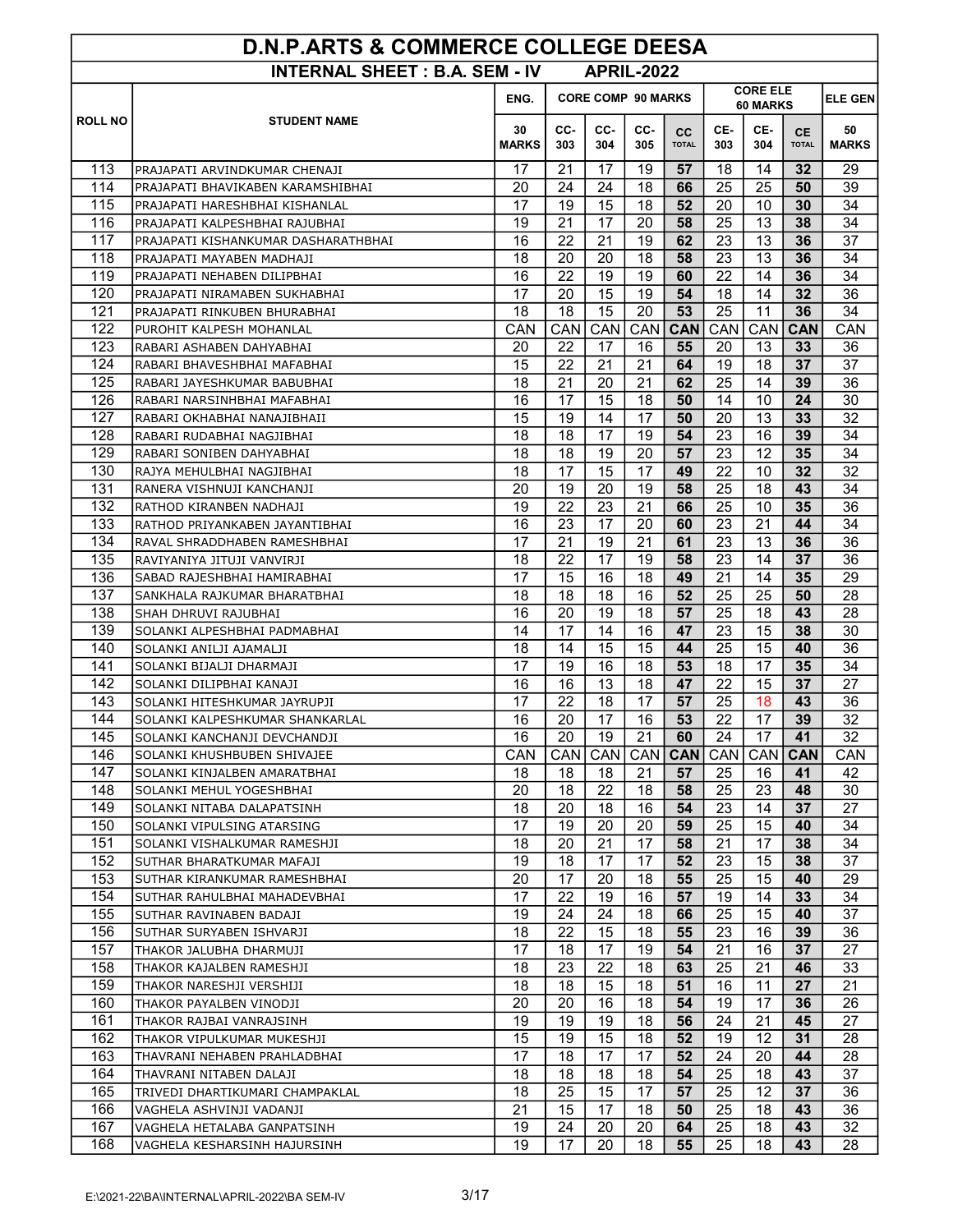# D.N.P.ARTS & COMMERCE COLLEGE DEESA

## INTERNAL SHEET : B.A. SEM - IV APRIL-2022

| ROLL NO | STUDENT NAME | ENG. | CORE COMP 90 MARKS | | | | CORE ELE 60 MARKS | | | ELE GEN |
|---|---|---|---|---|---|---|---|---|---|---|
| | | 30 MARKS | CC-303 | CC-304 | CC-305 | CC TOTAL | CE-303 | CE-304 | CE TOTAL | 50 MARKS |
| 113 | PRAJAPATI ARVINDKUMAR CHENAJI | 17 | 21 | 17 | 19 | **57** | 18 | 14 | **32** | 29 |
| 114 | PRAJAPATI BHAVIKABEN KARAMSHIBHAI | 20 | 24 | 24 | 18 | **66** | 25 | 25 | **50** | 39 |
| 115 | PRAJAPATI HARESHBHAI KISHANLAL | 17 | 19 | 15 | 18 | **52** | 20 | 10 | **30** | 34 |
| 116 | PRAJAPATI KALPESHBHAI RAJUBHAI | 19 | 21 | 17 | 20 | **58** | 25 | 13 | **38** | 34 |
| 117 | PRAJAPATI KISHANKUMAR DASHARATHBHAI | 16 | 22 | 21 | 19 | **62** | 23 | 13 | **36** | 37 |
| 118 | PRAJAPATI MAYABEN MADHAJI | 18 | 20 | 20 | 18 | **58** | 23 | 13 | **36** | 34 |
| 119 | PRAJAPATI NEHABEN DILIPBHAI | 16 | 22 | 19 | 19 | **60** | 22 | 14 | **36** | 34 |
| 120 | PRAJAPATI NIRAMABEN SUKHABHAI | 17 | 20 | 15 | 19 | **54** | 18 | 14 | **32** | 36 |
| 121 | PRAJAPATI RINKUBEN BHURABHAI | 18 | 18 | 15 | 20 | **53** | 25 | 11 | **36** | 34 |
| 122 | PUROHIT KALPESH MOHANLAL | CAN | CAN | CAN | CAN | **CAN** | CAN | CAN | **CAN** | CAN |
| 123 | RABARI ASHABEN DAHYABHAI | 20 | 22 | 17 | 16 | **55** | 20 | 13 | **33** | 36 |
| 124 | RABARI BHAVESHBHAI MAFABHAI | 15 | 22 | 21 | 21 | **64** | 19 | 18 | **37** | 37 |
| 125 | RABARI JAYESHKUMAR BABUBHAI | 18 | 21 | 20 | 21 | **62** | 25 | 14 | **39** | 36 |
| 126 | RABARI NARSINHBHAI MAFABHAI | 16 | 17 | 15 | 18 | **50** | 14 | 10 | **24** | 30 |
| 127 | RABARI OKHABHAI NANAJIBHAII | 15 | 19 | 14 | 17 | **50** | 20 | 13 | **33** | 32 |
| 128 | RABARI RUDABHAI NAGJIBHAI | 18 | 18 | 17 | 19 | **54** | 23 | 16 | **39** | 34 |
| 129 | RABARI SONIBEN DAHYABHAI | 18 | 18 | 19 | 20 | **57** | 23 | 12 | **35** | 34 |
| 130 | RAJYA MEHULBHAI NAGJIBHAI | 18 | 17 | 15 | 17 | **49** | 22 | 10 | **32** | 32 |
| 131 | RANERA VISHNUJI KANCHANJI | 20 | 19 | 20 | 19 | **58** | 25 | 18 | **43** | 34 |
| 132 | RATHOD KIRANBEN NADHAJI | 19 | 22 | 23 | 21 | **66** | 25 | 10 | **35** | 36 |
| 133 | RATHOD PRIYANKABEN JAYANTIBHAI | 16 | 23 | 17 | 20 | **60** | 23 | 21 | **44** | 34 |
| 134 | RAVAL SHRADDHABEN RAMESHBHAI | 17 | 21 | 19 | 21 | **61** | 23 | 13 | **36** | 36 |
| 135 | RAVIYANIYA JITUJI VANVIRJI | 18 | 22 | 17 | 19 | **58** | 23 | 14 | **37** | 36 |
| 136 | SABAD RAJESHBHAI HAMIRABHAI | 17 | 15 | 16 | 18 | **49** | 21 | 14 | **35** | 29 |
| 137 | SANKHALA RAJKUMAR BHARATBHAI | 18 | 18 | 18 | 16 | **52** | 25 | 25 | **50** | 28 |
| 138 | SHAH DHRUVI RAJUBHAI | 16 | 20 | 19 | 18 | **57** | 25 | 18 | **43** | 28 |
| 139 | SOLANKI ALPESHBHAI PADMABHAI | 14 | 17 | 14 | 16 | **47** | 23 | 15 | **38** | 30 |
| 140 | SOLANKI ANILJI AJAMALJI | 18 | 14 | 15 | 15 | **44** | 25 | 15 | **40** | 36 |
| 141 | SOLANKI BIJALJI DHARMAJI | 17 | 19 | 16 | 18 | **53** | 18 | 17 | **35** | 34 |
| 142 | SOLANKI DILIPBHAI KANAJI | 16 | 16 | 13 | 18 | **47** | 22 | 15 | **37** | 27 |
| 143 | SOLANKI HITESHKUMAR JAYRUPJI | 17 | 22 | 18 | 17 | **57** | 25 | 18 | **43** | 36 |
| 144 | SOLANKI KALPESHKUMAR SHANKARLAL | 16 | 20 | 17 | 16 | **53** | 22 | 17 | **39** | 32 |
| 145 | SOLANKI KANCHANJI DEVCHANDJI | 16 | 20 | 19 | 21 | **60** | 24 | 17 | **41** | 32 |
| 146 | SOLANKI KHUSHBUBEN SHIVAJEE | CAN | CAN | CAN | CAN | **CAN** | CAN | CAN | **CAN** | CAN |
| 147 | SOLANKI KINJALBEN AMARATBHAI | 18 | 18 | 18 | 21 | **57** | 25 | 16 | **41** | 42 |
| 148 | SOLANKI MEHUL YOGESHBHAI | 20 | 18 | 22 | 18 | **58** | 25 | 23 | **48** | 30 |
| 149 | SOLANKI NITABA DALAPATSINH | 18 | 20 | 18 | 16 | **54** | 23 | 14 | **37** | 27 |
| 150 | SOLANKI VIPULSING ATARSING | 17 | 19 | 20 | 20 | **59** | 25 | 15 | **40** | 34 |
| 151 | SOLANKI VISHALKUMAR RAMESHJI | 18 | 20 | 21 | 17 | **58** | 21 | 17 | **38** | 34 |
| 152 | SUTHAR BHARATKUMAR MAFAJI | 19 | 18 | 17 | 17 | **52** | 23 | 15 | **38** | 37 |
| 153 | SUTHAR KIRANKUMAR RAMESHBHAI | 20 | 17 | 20 | 18 | **55** | 25 | 15 | **40** | 29 |
| 154 | SUTHAR RAHULBHAI MAHADEVBHAI | 17 | 22 | 19 | 16 | **57** | 19 | 14 | **33** | 34 |
| 155 | SUTHAR RAVINABEN BADAJI | 19 | 24 | 24 | 18 | **66** | 25 | 15 | **40** | 37 |
| 156 | SUTHAR SURYABEN ISHVARJI | 18 | 22 | 15 | 18 | **55** | 23 | 16 | **39** | 36 |
| 157 | THAKOR JALUBHA DHARMUJI | 17 | 18 | 17 | 19 | **54** | 21 | 16 | **37** | 27 |
| 158 | THAKOR KAJALBEN RAMESHJI | 18 | 23 | 22 | 18 | **63** | 25 | 21 | **46** | 33 |
| 159 | THAKOR NARESHJI VERSHIJI | 18 | 18 | 15 | 18 | **51** | 16 | 11 | **27** | 21 |
| 160 | THAKOR PAYALBEN VINODJI | 20 | 20 | 16 | 18 | **54** | 19 | 17 | **36** | 26 |
| 161 | THAKOR RAJBAI VANRAJSINH | 19 | 19 | 19 | 18 | **56** | 24 | 21 | **45** | 27 |
| 162 | THAKOR VIPULKUMAR MUKESHJI | 15 | 19 | 15 | 18 | **52** | 19 | 12 | **31** | 28 |
| 163 | THAVRANI NEHABEN PRAHLADBHAI | 17 | 18 | 17 | 17 | **52** | 24 | 20 | **44** | 28 |
| 164 | THAVRANI NITABEN DALAJI | 18 | 18 | 18 | 18 | **54** | 25 | 18 | **43** | 37 |
| 165 | TRIVEDI DHARTIKUMARI CHAMPAKLAL | 18 | 25 | 15 | 17 | **57** | 25 | 12 | **37** | 36 |
| 166 | VAGHELA ASHVINJI VADANJI | 21 | 15 | 17 | 18 | **50** | 25 | 18 | **43** | 36 |
| 167 | VAGHELA HETALABA GANPATSINH | 19 | 24 | 20 | 20 | **64** | 25 | 18 | **43** | 32 |
| 168 | VAGHELA KESHARSINH HAJURSINH | 19 | 17 | 20 | 18 | **55** | 25 | 18 | **43** | 28 |

E:\2021-22\BA\INTERNAL\APRIL-2022\BA SEM-IV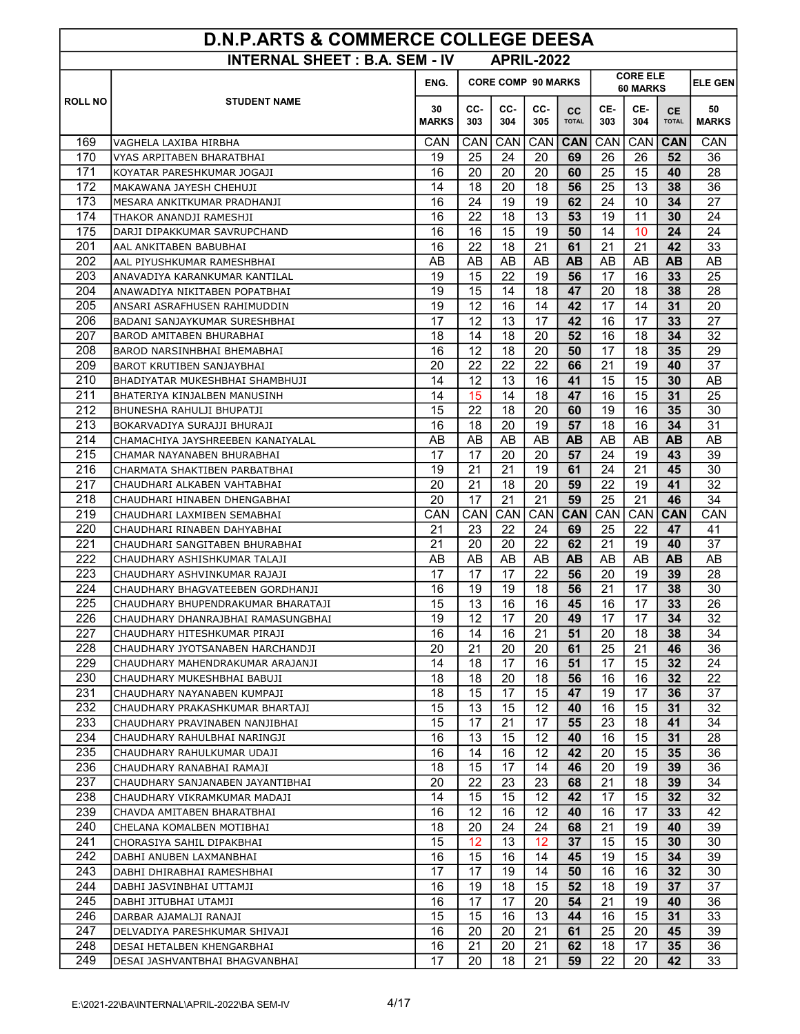# D.N.P.ARTS & COMMERCE COLLEGE DEESA

## INTERNAL SHEET : B.A. SEM - IV APRIL-2022

| ROLL NO | STUDENT NAME | ENG. | CORE COMP 90 MARKS | | | | CORE ELE 60 MARKS | | | ELE GEN |
|---|---|---|---|---|---|---|---|---|---|---|
| | | 30 MARKS | CC-303 | CC-304 | CC-305 | CC TOTAL | CE-303 | CE-304 | CE TOTAL | 50 MARKS |
| 169 | VAGHELA LAXIBA HIRBHA | CAN | CAN | CAN | CAN | **CAN** | CAN | CAN | **CAN** | CAN |
| 170 | VYAS ARPITABEN BHARATBHAI | 19 | 25 | 24 | 20 | **69** | 26 | 26 | **52** | 36 |
| 171 | KOYATAR PARESHKUMAR JOGAJI | 16 | 20 | 20 | 20 | **60** | 25 | 15 | **40** | 28 |
| 172 | MAKAWANA JAYESH CHEHUJI | 14 | 18 | 20 | 18 | **56** | 25 | 13 | **38** | 36 |
| 173 | MESARA ANKITKUMAR PRADHANJI | 16 | 24 | 19 | 19 | **62** | 24 | 10 | **34** | 27 |
| 174 | THAKOR ANANDJI RAMESHJI | 16 | 22 | 18 | 13 | **53** | 19 | 11 | **30** | 24 |
| 175 | DARJI DIPAKKUMAR SAVRUPCHAND | 16 | 16 | 15 | 19 | **50** | 14 | 10 | **24** | 24 |
| 201 | AAL ANKITABEN BABUBHAI | 16 | 22 | 18 | 21 | **61** | 21 | 21 | **42** | 33 |
| 202 | AAL PIYUSHKUMAR RAMESHBHAI | AB | AB | AB | AB | **AB** | AB | AB | **AB** | AB |
| 203 | ANAVADIYA KARANKUMAR KANTILAL | 19 | 15 | 22 | 19 | **56** | 17 | 16 | **33** | 25 |
| 204 | ANAWADIYA NIKITABEN POPATBHAI | 19 | 15 | 14 | 18 | **47** | 20 | 18 | **38** | 28 |
| 205 | ANSARI ASRAFHUSEN RAHIMUDDIN | 19 | 12 | 16 | 14 | **42** | 17 | 14 | **31** | 20 |
| 206 | BADANI SANJAYKUMAR SURESHBHAI | 17 | 12 | 13 | 17 | **42** | 16 | 17 | **33** | 27 |
| 207 | BAROD AMITABEN BHURABHAI | 18 | 14 | 18 | 20 | **52** | 16 | 18 | **34** | 32 |
| 208 | BAROD NARSINHBHAI BHEMABHAI | 16 | 12 | 18 | 20 | **50** | 17 | 18 | **35** | 29 |
| 209 | BAROT KRUTIBEN SANJAYBHAI | 20 | 22 | 22 | 22 | **66** | 21 | 19 | **40** | 37 |
| 210 | BHADIYATAR MUKESHBHAI SHAMBHUJI | 14 | 12 | 13 | 16 | **41** | 15 | 15 | **30** | AB |
| 211 | BHATERIYA KINJALBEN MANUSINH | 14 | 15 | 14 | 18 | **47** | 16 | 15 | **31** | 25 |
| 212 | BHUNESHA RAHULJI BHUPATJI | 15 | 22 | 18 | 20 | **60** | 19 | 16 | **35** | 30 |
| 213 | BOKARVADIYA SURAJJI BHURAJI | 16 | 18 | 20 | 19 | **57** | 18 | 16 | **34** | 31 |
| 214 | CHAMACHIYA JAYSHREEBEN KANAIYALAL | AB | AB | AB | AB | **AB** | AB | AB | **AB** | AB |
| 215 | CHAMAR NAYANABEN BHURABHAI | 17 | 17 | 20 | 20 | **57** | 24 | 19 | **43** | 39 |
| 216 | CHARMATA SHAKTIBEN PARBATBHAI | 19 | 21 | 21 | 19 | **61** | 24 | 21 | **45** | 30 |
| 217 | CHAUDHARI ALKABEN VAHTABHAI | 20 | 21 | 18 | 20 | **59** | 22 | 19 | **41** | 32 |
| 218 | CHAUDHARI HINABEN DHENGABHAI | 20 | 17 | 21 | 21 | **59** | 25 | 21 | **46** | 34 |
| 219 | CHAUDHARI LAXMIBEN SEMABHAI | CAN | CAN | CAN | CAN | **CAN** | CAN | CAN | **CAN** | CAN |
| 220 | CHAUDHARI RINABEN DAHYABHAI | 21 | 23 | 22 | 24 | **69** | 25 | 22 | **47** | 41 |
| 221 | CHAUDHARI SANGITABEN BHURABHAI | 21 | 20 | 20 | 22 | **62** | 21 | 19 | **40** | 37 |
| 222 | CHAUDHARY ASHISHKUMAR TALAJI | AB | AB | AB | AB | **AB** | AB | AB | **AB** | AB |
| 223 | CHAUDHARY ASHVINKUMAR RAJAJI | 17 | 17 | 17 | 22 | **56** | 20 | 19 | **39** | 28 |
| 224 | CHAUDHARY BHAGVATEEBEN GORDHANJI | 16 | 19 | 19 | 18 | **56** | 21 | 17 | **38** | 30 |
| 225 | CHAUDHARY BHUPENDRAKUMAR BHARATAJI | 15 | 13 | 16 | 16 | **45** | 16 | 17 | **33** | 26 |
| 226 | CHAUDHARY DHANRAJBHAI RAMASUNGBHAI | 19 | 12 | 17 | 20 | **49** | 17 | 17 | **34** | 32 |
| 227 | CHAUDHARY HITESHKUMAR PIRAJI | 16 | 14 | 16 | 21 | **51** | 20 | 18 | **38** | 34 |
| 228 | CHAUDHARY JYOTSANABEN HARCHANDJI | 20 | 21 | 20 | 20 | **61** | 25 | 21 | **46** | 36 |
| 229 | CHAUDHARY MAHENDRAKUMAR ARAJANJI | 14 | 18 | 17 | 16 | **51** | 17 | 15 | **32** | 24 |
| 230 | CHAUDHARY MUKESHBHAI BABUJI | 18 | 18 | 20 | 18 | **56** | 16 | 16 | **32** | 22 |
| 231 | CHAUDHARY NAYANABEN KUMPAJI | 18 | 15 | 17 | 15 | **47** | 19 | 17 | **36** | 37 |
| 232 | CHAUDHARY PRAKASHKUMAR BHARTAJI | 15 | 13 | 15 | 12 | **40** | 16 | 15 | **31** | 32 |
| 233 | CHAUDHARY PRAVINABEN NANJIBHAI | 15 | 17 | 21 | 17 | **55** | 23 | 18 | **41** | 34 |
| 234 | CHAUDHARY RAHULBHAI NARINGJI | 16 | 13 | 15 | 12 | **40** | 16 | 15 | **31** | 28 |
| 235 | CHAUDHARY RAHULKUMAR UDAJI | 16 | 14 | 16 | 12 | **42** | 20 | 15 | **35** | 36 |
| 236 | CHAUDHARY RANABHAI RAMAJI | 18 | 15 | 17 | 14 | **46** | 20 | 19 | **39** | 36 |
| 237 | CHAUDHARY SANJANABEN JAYANTIBHAI | 20 | 22 | 23 | 23 | **68** | 21 | 18 | **39** | 34 |
| 238 | CHAUDHARY VIKRAMKUMAR MADAJI | 14 | 15 | 15 | 12 | **42** | 17 | 15 | **32** | 32 |
| 239 | CHAVDA AMITABEN BHARATBHAI | 16 | 12 | 16 | 12 | **40** | 16 | 17 | **33** | 42 |
| 240 | CHELANA KOMALBEN MOTIBHAI | 18 | 20 | 24 | 24 | **68** | 21 | 19 | **40** | 39 |
| 241 | CHORASIYA SAHIL DIPAKBHAI | 15 | 12 | 13 | 12 | **37** | 15 | 15 | **30** | 30 |
| 242 | DABHI ANUBEN LAXMANBHAI | 16 | 15 | 16 | 14 | **45** | 19 | 15 | **34** | 39 |
| 243 | DABHI DHIRABHAI RAMESHBHAI | 17 | 17 | 19 | 14 | **50** | 16 | 16 | **32** | 30 |
| 244 | DABHI JASVINBHAI UTTAMJI | 16 | 19 | 18 | 15 | **52** | 18 | 19 | **37** | 37 |
| 245 | DABHI JITUBHAI UTAMJI | 16 | 17 | 17 | 20 | **54** | 21 | 19 | **40** | 36 |
| 246 | DARBAR AJAMALJI RANAJI | 15 | 15 | 16 | 13 | **44** | 16 | 15 | **31** | 33 |
| 247 | DELVADIYA PARESHKUMAR SHIVAJI | 16 | 20 | 20 | 21 | **61** | 25 | 20 | **45** | 39 |
| 248 | DESAI HETALBEN KHENGARBHAI | 16 | 21 | 20 | 21 | **62** | 18 | 17 | **35** | 36 |
| 249 | DESAI JASHVANTBHAI BHAGVANBHAI | 17 | 20 | 18 | 21 | **59** | 22 | 20 | **42** | 33 |

E:\2021-22\BA\INTERNAL\APRIL-2022\BA SEM-IV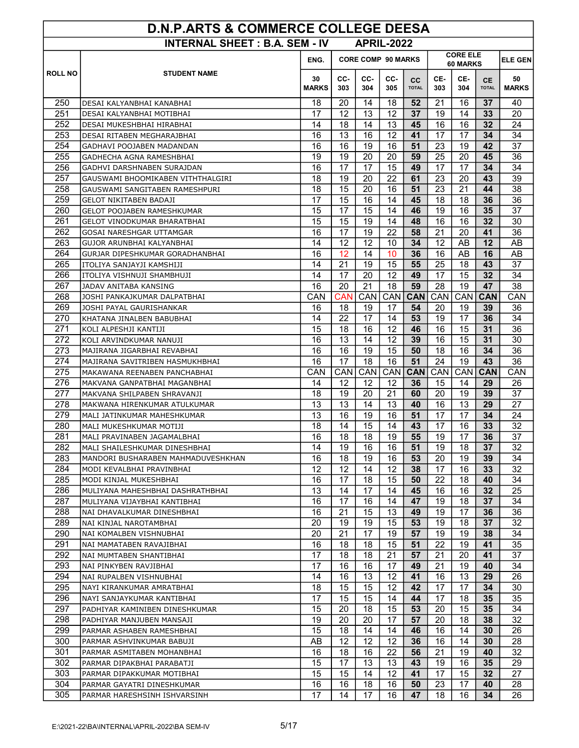# D.N.P.ARTS & COMMERCE COLLEGE DEESA

## INTERNAL SHEET : B.A. SEM - IV APRIL-2022

| ROLL NO | STUDENT NAME | ENG. | CORE COMP 90 MARKS | | | | CORE ELE 60 MARKS | | | ELE GEN |
|---|---|---|---|---|---|---|---|---|---|---|
| | | 30 MARKS | CC-303 | CC-304 | CC-305 | CC TOTAL | CE-303 | CE-304 | CE TOTAL | 50 MARKS |
| 250 | DESAI KALYANBHAI KANABHAI | 18 | 20 | 14 | 18 | **52** | 21 | 16 | **37** | 40 |
| 251 | DESAI KALYANBHAI MOTIBHAI | 17 | 12 | 13 | 12 | **37** | 19 | 14 | **33** | 20 |
| 252 | DESAI MUKESHBHAI HIRABHAI | 14 | 18 | 14 | 13 | **45** | 16 | 16 | **32** | 24 |
| 253 | DESAI RITABEN MEGHARAJBHAI | 16 | 13 | 16 | 12 | **41** | 17 | 17 | **34** | 34 |
| 254 | GADHAVI POOJABEN MADANDAN | 16 | 16 | 19 | 16 | **51** | 23 | 19 | **42** | 37 |
| 255 | GADHECHA AGNA RAMESHBHAI | 19 | 19 | 20 | 20 | **59** | 25 | 20 | **45** | 36 |
| 256 | GADHVI DARSHNABEN SURAJDAN | 16 | 17 | 17 | 15 | **49** | 17 | 17 | **34** | 34 |
| 257 | GAUSWAMI BHOOMIKABEN VITHTHALGIRI | 18 | 19 | 20 | 22 | **61** | 23 | 20 | **43** | 39 |
| 258 | GAUSWAMI SANGITABEN RAMESHPURI | 18 | 15 | 20 | 16 | **51** | 23 | 21 | **44** | 38 |
| 259 | GELOT NIKITABEN BADAJI | 17 | 15 | 16 | 14 | **45** | 18 | 18 | **36** | 36 |
| 260 | GELOT POOJABEN RAMESHKUMAR | 15 | 17 | 15 | 14 | **46** | 19 | 16 | **35** | 37 |
| 261 | GELOT VINODKUMAR BHARATBHAI | 15 | 15 | 19 | 14 | **48** | 16 | 16 | **32** | 30 |
| 262 | GOSAI NARESHGAR UTTAMGAR | 16 | 17 | 19 | 22 | **58** | 21 | 20 | **41** | 36 |
| 263 | GUJOR ARUNBHAI KALYANBHAI | 14 | 12 | 12 | 10 | **34** | 12 | AB | **12** | AB |
| 264 | GURJAR DIPESHKUMAR GORADHANBHAI | 16 | 12 | 14 | 10 | **36** | 16 | AB | **16** | AB |
| 265 | ITOLIYA SANJAYJI KAMSHIJI | 14 | 21 | 19 | 15 | **55** | 25 | 18 | **43** | 37 |
| 266 | ITOLIYA VISHNUJI SHAMBHUJI | 14 | 17 | 20 | 12 | **49** | 17 | 15 | **32** | 34 |
| 267 | JADAV ANITABA KANSING | 16 | 20 | 21 | 18 | **59** | 28 | 19 | **47** | 38 |
| 268 | JOSHI PANKAJKUMAR DALPATBHAI | CAN | CAN | CAN | CAN | **CAN** | CAN | CAN | **CAN** | CAN |
| 269 | JOSHI PAYAL GAURISHANKAR | 16 | 18 | 19 | 17 | **54** | 20 | 19 | **39** | 36 |
| 270 | KHATANA JINALBEN BABUBHAI | 14 | 22 | 17 | 14 | **53** | 19 | 17 | **36** | 34 |
| 271 | KOLI ALPESHJI KANTIJI | 15 | 18 | 16 | 12 | **46** | 16 | 15 | **31** | 36 |
| 272 | KOLI ARVINDKUMAR NANUJI | 16 | 13 | 14 | 12 | **39** | 16 | 15 | **31** | 30 |
| 273 | MAJIRANA JIGARBHAI REVABHAI | 16 | 16 | 19 | 15 | **50** | 18 | 16 | **34** | 36 |
| 274 | MAJIRANA SAVITRIBEN HASMUKHBHAI | 16 | 17 | 18 | 16 | **51** | 24 | 19 | **43** | 36 |
| 275 | MAKAWANA REENABEN PANCHABHAI | CAN | CAN | CAN | CAN | **CAN** | CAN | CAN | **CAN** | CAN |
| 276 | MAKVANA GANPATBHAI MAGANBHAI | 14 | 12 | 12 | 12 | **36** | 15 | 14 | **29** | 26 |
| 277 | MAKVANA SHILPABEN SHRAVANJI | 18 | 19 | 20 | 21 | **60** | 20 | 19 | **39** | 37 |
| 278 | MAKWANA HIRENKUMAR ATULKUMAR | 13 | 13 | 14 | 13 | **40** | 16 | 13 | **29** | 27 |
| 279 | MALI JATINKUMAR MAHESHKUMAR | 13 | 16 | 19 | 16 | **51** | 17 | 17 | **34** | 24 |
| 280 | MALI MUKESHKUMAR MOTIJI | 18 | 14 | 15 | 14 | **43** | 17 | 16 | **33** | 32 |
| 281 | MALI PRAVINABEN JAGAMALBHAI | 16 | 18 | 18 | 19 | **55** | 19 | 17 | **36** | 37 |
| 282 | MALI SHAILESHKUMAR DINESHBHAI | 14 | 19 | 16 | 16 | **51** | 19 | 18 | **37** | 32 |
| 283 | MANDORI BUSHARABEN MAHMADUVESHKHAN | 16 | 18 | 19 | 16 | **53** | 20 | 19 | **39** | 34 |
| 284 | MODI KEVALBHAI PRAVINBHAI | 12 | 12 | 14 | 12 | **38** | 17 | 16 | **33** | 32 |
| 285 | MODI KINJAL MUKESHBHAI | 16 | 17 | 18 | 15 | **50** | 22 | 18 | **40** | 34 |
| 286 | MULIYANA MAHESHBHAI DASHRATHBHAI | 13 | 14 | 17 | 14 | **45** | 16 | 16 | **32** | 25 |
| 287 | MULIYANA VIJAYBHAI KANTIBHAI | 16 | 17 | 16 | 14 | **47** | 19 | 18 | **37** | 34 |
| 288 | NAI DHAVALKUMAR DINESHBHAI | 16 | 21 | 15 | 13 | **49** | 19 | 17 | **36** | 36 |
| 289 | NAI KINJAL NAROTAMBHAI | 20 | 19 | 19 | 15 | **53** | 19 | 18 | **37** | 32 |
| 290 | NAI KOMALBEN VISHNUBHAI | 20 | 21 | 17 | 19 | **57** | 19 | 19 | **38** | 34 |
| 291 | NAI MAMATABEN RAVAJIBHAI | 16 | 18 | 18 | 15 | **51** | 22 | 19 | **41** | 35 |
| 292 | NAI MUMTABEN SHANTIBHAI | 17 | 18 | 18 | 21 | **57** | 21 | 20 | **41** | 37 |
| 293 | NAI PINKYBEN RAVJIBHAI | 17 | 16 | 16 | 17 | **49** | 21 | 19 | **40** | 34 |
| 294 | NAI RUPALBEN VISHNUBHAI | 14 | 16 | 13 | 12 | **41** | 16 | 13 | **29** | 26 |
| 295 | NAYI KIRANKUMAR AMRATBHAI | 18 | 15 | 15 | 12 | **42** | 17 | 17 | **34** | 30 |
| 296 | NAYI SANJAYKUMAR KANTIBHAI | 17 | 15 | 15 | 14 | **44** | 17 | 18 | **35** | 35 |
| 297 | PADHIYAR KAMINIBEN DINESHKUMAR | 15 | 20 | 18 | 15 | **53** | 20 | 15 | **35** | 34 |
| 298 | PADHIYAR MANJUBEN MANSAJI | 19 | 20 | 20 | 17 | **57** | 20 | 18 | **38** | 32 |
| 299 | PARMAR ASHABEN RAMESHBHAI | 15 | 18 | 14 | 14 | **46** | 16 | 14 | **30** | 26 |
| 300 | PARMAR ASHVINKUMAR BABUJI | AB | 12 | 12 | 12 | **36** | 16 | 14 | **30** | 28 |
| 301 | PARMAR ASMITABEN MOHANBHAI | 16 | 18 | 16 | 22 | **56** | 21 | 19 | **40** | 32 |
| 302 | PARMAR DIPAKBHAI PARABATJI | 15 | 17 | 13 | 13 | **43** | 19 | 16 | **35** | 29 |
| 303 | PARMAR DIPAKKUMAR MOTIBHAI | 15 | 15 | 14 | 12 | **41** | 17 | 15 | **32** | 27 |
| 304 | PARMAR GAYATRI DINESHKUMAR | 16 | 16 | 18 | 16 | **50** | 23 | 17 | **40** | 28 |
| 305 | PARMAR HARESHSINH ISHVARSINH | 17 | 14 | 17 | 16 | **47** | 18 | 16 | **34** | 26 |

E:\2021-22\BA\INTERNAL\APRIL-2022\BA SEM-IV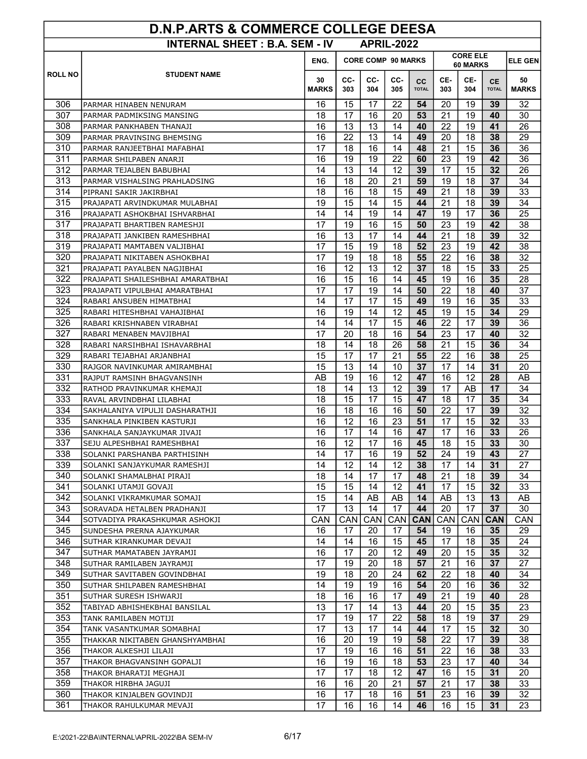# D.N.P.ARTS & COMMERCE COLLEGE DEESA

## INTERNAL SHEET : B.A. SEM - IV APRIL-2022

| ROLL NO | STUDENT NAME | ENG. | CORE COMP 90 MARKS | | | | CORE ELE 60 MARKS | | | ELE GEN |
|---|---|---|---|---|---|---|---|---|---|---|
| | | 30 MARKS | CC-303 | CC-304 | CC-305 | CC TOTAL | CE-303 | CE-304 | CE TOTAL | 50 MARKS |
| 306 | PARMAR HINABEN NENURAM | 16 | 15 | 17 | 22 | **54** | 20 | 19 | **39** | 32 |
| 307 | PARMAR PADMIKSING MANSING | 18 | 17 | 16 | 20 | **53** | 21 | 19 | **40** | 30 |
| 308 | PARMAR PANKHABEN THANAJI | 16 | 13 | 13 | 14 | **40** | 22 | 19 | **41** | 26 |
| 309 | PARMAR PRAVINSING BHEMSING | 16 | 22 | 13 | 14 | **49** | 20 | 18 | **38** | 29 |
| 310 | PARMAR RANJEETBHAI MAFABHAI | 17 | 18 | 16 | 14 | **48** | 21 | 15 | **36** | 36 |
| 311 | PARMAR SHILPABEN ANARJI | 16 | 19 | 19 | 22 | **60** | 23 | 19 | **42** | 36 |
| 312 | PARMAR TEJALBEN BABUBHAI | 14 | 13 | 14 | 12 | **39** | 17 | 15 | **32** | 26 |
| 313 | PARMAR VISHALSING PRAHLADSING | 16 | 18 | 20 | 21 | **59** | 19 | 18 | **37** | 34 |
| 314 | PIPRANI SAKIR JAKIRBHAI | 18 | 16 | 18 | 15 | **49** | 21 | 18 | **39** | 33 |
| 315 | PRAJAPATI ARVINDKUMAR MULABHAI | 19 | 15 | 14 | 15 | **44** | 21 | 18 | **39** | 34 |
| 316 | PRAJAPATI ASHOKBHAI ISHVARBHAI | 14 | 14 | 19 | 14 | **47** | 19 | 17 | **36** | 25 |
| 317 | PRAJAPATI BHARTIBEN RAMESHJI | 17 | 19 | 16 | 15 | **50** | 23 | 19 | **42** | 38 |
| 318 | PRAJAPATI JANKIBEN RAMESHBHAI | 16 | 13 | 17 | 14 | **44** | 21 | 18 | **39** | 32 |
| 319 | PRAJAPATI MAMTABEN VALJIBHAI | 17 | 15 | 19 | 18 | **52** | 23 | 19 | **42** | 38 |
| 320 | PRAJAPATI NIKITABEN ASHOKBHAI | 17 | 19 | 18 | 18 | **55** | 22 | 16 | **38** | 32 |
| 321 | PRAJAPATI PAYALBEN NAGJIBHAI | 16 | 12 | 13 | 12 | **37** | 18 | 15 | **33** | 25 |
| 322 | PRAJAPATI SHAILESHBHAI AMARATBHAI | 16 | 15 | 16 | 14 | **45** | 19 | 16 | **35** | 28 |
| 323 | PRAJAPATI VIPULBHAI AMARATBHAI | 17 | 17 | 19 | 14 | **50** | 22 | 18 | **40** | 37 |
| 324 | RABARI ANSUBEN HIMATBHAI | 14 | 17 | 17 | 15 | **49** | 19 | 16 | **35** | 33 |
| 325 | RABARI HITESHBHAI VAHAJIBHAI | 16 | 19 | 14 | 12 | **45** | 19 | 15 | **34** | 29 |
| 326 | RABARI KRISHNABEN VIRABHAI | 14 | 14 | 17 | 15 | **46** | 22 | 17 | **39** | 36 |
| 327 | RABARI MENABEN MAVJIBHAI | 17 | 20 | 18 | 16 | **54** | 23 | 17 | **40** | 32 |
| 328 | RABARI NARSIHBHAI ISHAVARBHAI | 18 | 14 | 18 | 26 | **58** | 21 | 15 | **36** | 34 |
| 329 | RABARI TEJABHAI ARJANBHAI | 15 | 17 | 17 | 21 | **55** | 22 | 16 | **38** | 25 |
| 330 | RAJGOR NAVINKUMAR AMIRAMBHAI | 15 | 13 | 14 | 10 | **37** | 17 | 14 | **31** | 20 |
| 331 | RAJPUT RAMSINH BHAGVANSINH | AB | 19 | 16 | 12 | **47** | 16 | 12 | **28** | AB |
| 332 | RATHOD PRAVINKUMAR KHEMAJI | 18 | 14 | 13 | 12 | **39** | 17 | AB | **17** | 34 |
| 333 | RAVAL ARVINDBHAI LILABHAI | 18 | 15 | 17 | 15 | **47** | 18 | 17 | **35** | 34 |
| 334 | SAKHALANIYA VIPULJI DASHARATHJI | 16 | 18 | 16 | 16 | **50** | 22 | 17 | **39** | 32 |
| 335 | SANKHALA PINKIBEN KASTURJI | 16 | 12 | 16 | 23 | **51** | 17 | 15 | **32** | 33 |
| 336 | SANKHALA SANJAYKUMAR JIVAJI | 16 | 17 | 14 | 16 | **47** | 17 | 16 | **33** | 26 |
| 337 | SEJU ALPESHBHAI RAMESHBHAI | 16 | 12 | 17 | 16 | **45** | 18 | 15 | **33** | 30 |
| 338 | SOLANKI PARSHANBA PARTHISINH | 14 | 17 | 16 | 19 | **52** | 24 | 19 | **43** | 27 |
| 339 | SOLANKI SANJAYKUMAR RAMESHJI | 14 | 12 | 14 | 12 | **38** | 17 | 14 | **31** | 27 |
| 340 | SOLANKI SHAMALBHAI PIRAJI | 18 | 14 | 17 | 17 | **48** | 21 | 18 | **39** | 34 |
| 341 | SOLANKI UTAMJI GOVAJI | 15 | 15 | 14 | 12 | **41** | 17 | 15 | **32** | 33 |
| 342 | SOLANKI VIKRAMKUMAR SOMAJI | 15 | 14 | AB | AB | **14** | AB | 13 | **13** | AB |
| 343 | SORAVADA HETALBEN PRADHANJI | 17 | 13 | 14 | 17 | **44** | 20 | 17 | **37** | 30 |
| 344 | SOTVADIYA PRAKASHKUMAR ASHOKJI | CAN | CAN | CAN | CAN | **CAN** | CAN | CAN | **CAN** | CAN |
| 345 | SUNDESHA PRERNA AJAYKUMAR | 16 | 17 | 20 | 17 | **54** | 19 | 16 | **35** | 29 |
| 346 | SUTHAR KIRANKUMAR DEVAJI | 14 | 14 | 16 | 15 | **45** | 17 | 18 | **35** | 24 |
| 347 | SUTHAR MAMATABEN JAYRAMJI | 16 | 17 | 20 | 12 | **49** | 20 | 15 | **35** | 32 |
| 348 | SUTHAR RAMILABEN JAYRAMJI | 17 | 19 | 20 | 18 | **57** | 21 | 16 | **37** | 27 |
| 349 | SUTHAR SAVITABEN GOVINDBHAI | 19 | 18 | 20 | 24 | **62** | 22 | 18 | **40** | 34 |
| 350 | SUTHAR SHILPABEN RAMESHBHAI | 14 | 19 | 19 | 16 | **54** | 20 | 16 | **36** | 32 |
| 351 | SUTHAR SURESH ISHWARJI | 18 | 16 | 16 | 17 | **49** | 21 | 19 | **40** | 28 |
| 352 | TABIYAD ABHISHEKBHAI BANSILAL | 13 | 17 | 14 | 13 | **44** | 20 | 15 | **35** | 23 |
| 353 | TANK RAMILABEN MOTIJI | 17 | 19 | 17 | 22 | **58** | 18 | 19 | **37** | 29 |
| 354 | TANK VASANTKUMAR SOMABHAI | 17 | 13 | 17 | 14 | **44** | 17 | 15 | **32** | 30 |
| 355 | THAKKAR NIKITABEN GHANSHYAMBHAI | 16 | 20 | 19 | 19 | **58** | 22 | 17 | **39** | 38 |
| 356 | THAKOR ALKESHJI LILAJI | 17 | 19 | 16 | 16 | **51** | 22 | 16 | **38** | 33 |
| 357 | THAKOR BHAGVANSINH GOPALJI | 16 | 19 | 16 | 18 | **53** | 23 | 17 | **40** | 34 |
| 358 | THAKOR BHARATJI MEGHAJI | 17 | 17 | 18 | 12 | **47** | 16 | 15 | **31** | 20 |
| 359 | THAKOR HIRBHA JAGUJI | 16 | 16 | 20 | 21 | **57** | 21 | 17 | **38** | 33 |
| 360 | THAKOR KINJALBEN GOVINDJI | 16 | 17 | 18 | 16 | **51** | 23 | 16 | **39** | 32 |
| 361 | THAKOR RAHULKUMAR MEVAJI | 17 | 16 | 16 | 14 | **46** | 16 | 15 | **31** | 23 |

E:\2021-22\BA\INTERNAL\APRIL-2022\BA SEM-IV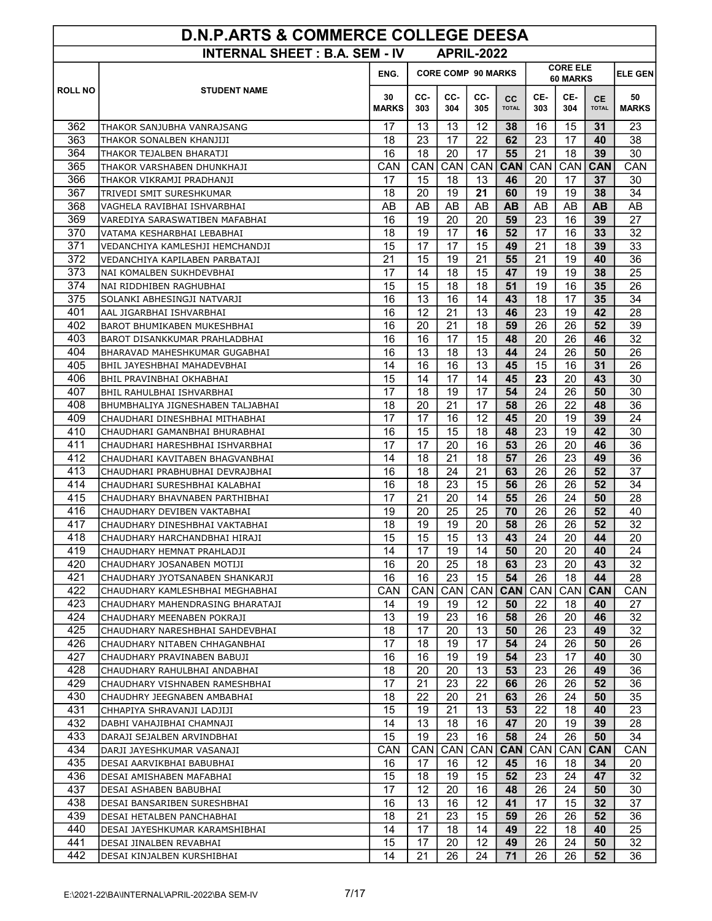# D.N.P.ARTS & COMMERCE COLLEGE DEESA

## INTERNAL SHEET : B.A. SEM - IV APRIL-2022

| ROLL NO | STUDENT NAME | ENG. | CORE COMP 90 MARKS | | | | CORE ELE 60 MARKS | | | ELE GEN |
|---|---|---|---|---|---|---|---|---|---|---|
| | | 30 MARKS | CC-303 | CC-304 | CC-305 | CC TOTAL | CE-303 | CE-304 | CE TOTAL | 50 MARKS |
| 362 | THAKOR SANJUBHA VANRAJSANG | 17 | 13 | 13 | 12 | **38** | 16 | 15 | **31** | 23 |
| 363 | THAKOR SONALBEN KHANJIJI | 18 | 23 | 17 | 22 | **62** | 23 | 17 | **40** | 38 |
| 364 | THAKOR TEJALBEN BHARATJI | 16 | 18 | 20 | 17 | **55** | 21 | 18 | **39** | 30 |
| 365 | THAKOR VARSHABEN DHUNKHAJI | CAN | CAN | CAN | CAN | **CAN** | CAN | CAN | **CAN** | CAN |
| 366 | THAKOR VIKRAMJI PRADHANJI | 17 | 15 | 18 | 13 | **46** | 20 | 17 | **37** | 30 |
| 367 | TRIVEDI SMIT SURESHKUMAR | 18 | 20 | 19 | **21** | **60** | 19 | 19 | **38** | 34 |
| 368 | VAGHELA RAVIBHAI ISHVARBHAI | AB | AB | AB | AB | **AB** | AB | AB | **AB** | AB |
| 369 | VAREDIYA SARASWATIBEN MAFABHAI | 16 | 19 | 20 | 20 | **59** | 23 | 16 | **39** | 27 |
| 370 | VATAMA KESHARBHAI LEBABHAI | 18 | 19 | 17 | **16** | **52** | 17 | 16 | **33** | 32 |
| 371 | VEDANCHIYA KAMLESHJI HEMCHANDJI | 15 | 17 | 17 | 15 | **49** | 21 | 18 | **39** | 33 |
| 372 | VEDANCHIYA KAPILABEN PARBATAJI | 21 | 15 | 19 | 21 | **55** | 21 | 19 | **40** | 36 |
| 373 | NAI KOMALBEN SUKHDEVBHAI | 17 | 14 | 18 | 15 | **47** | 19 | 19 | **38** | 25 |
| 374 | NAI RIDDHIBEN RAGHUBHAI | 15 | 15 | 18 | 18 | **51** | 19 | 16 | **35** | 26 |
| 375 | SOLANKI ABHESINGJI NATVARJI | 16 | 13 | 16 | 14 | **43** | 18 | 17 | **35** | 34 |
| 401 | AAL JIGARBHAI ISHVARBHAI | 16 | 12 | 21 | 13 | **46** | 23 | 19 | **42** | 28 |
| 402 | BAROT BHUMIKABEN MUKESHBHAI | 16 | 20 | 21 | 18 | **59** | 26 | 26 | **52** | 39 |
| 403 | BAROT DISANKKUMAR PRAHLADBHAI | 16 | 16 | 17 | 15 | **48** | 20 | 26 | **46** | 32 |
| 404 | BHARAVAD MAHESHKUMAR GUGABHAI | 16 | 13 | 18 | 13 | **44** | 24 | 26 | **50** | 26 |
| 405 | BHIL JAYESHBHAI MAHADEVBHAI | 14 | 16 | 16 | 13 | **45** | 15 | 16 | **31** | 26 |
| 406 | BHIL PRAVINBHAI OKHABHAI | 15 | 14 | 17 | 14 | **45** | **23** | 20 | **43** | 30 |
| 407 | BHIL RAHULBHAI ISHVARBHAI | 17 | 18 | 19 | 17 | **54** | 24 | 26 | **50** | 30 |
| 408 | BHUMBHALIYA JIGNESHABEN TALJABHAI | 18 | 20 | 21 | 17 | **58** | 26 | 22 | **48** | 36 |
| 409 | CHAUDHARI DINESHBHAI MITHABHAI | 17 | 17 | 16 | 12 | **45** | 20 | 19 | **39** | 24 |
| 410 | CHAUDHARI GAMANBHAI BHURABHAI | 16 | 15 | 15 | 18 | **48** | 23 | 19 | **42** | 30 |
| 411 | CHAUDHARI HARESHBHAI ISHVARBHAI | 17 | 17 | 20 | 16 | **53** | 26 | 20 | **46** | 36 |
| 412 | CHAUDHARI KAVITABEN BHAGVANBHAI | 14 | 18 | 21 | 18 | **57** | 26 | 23 | **49** | 36 |
| 413 | CHAUDHARI PRABHUBHAI DEVRAJBHAI | 16 | 18 | 24 | 21 | **63** | 26 | 26 | **52** | 37 |
| 414 | CHAUDHARI SURESHBHAI KALABHAI | 16 | 18 | 23 | 15 | **56** | 26 | 26 | **52** | 34 |
| 415 | CHAUDHARY BHAVNABEN PARTHIBHAI | 17 | 21 | 20 | 14 | **55** | 26 | 24 | **50** | 28 |
| 416 | CHAUDHARY DEVIBEN VAKTABHAI | 19 | 20 | 25 | 25 | **70** | 26 | 26 | **52** | 40 |
| 417 | CHAUDHARY DINESHBHAI VAKTABHAI | 18 | 19 | 19 | 20 | **58** | 26 | 26 | **52** | 32 |
| 418 | CHAUDHARY HARCHANDBHAI HIRAJI | 15 | 15 | 15 | 13 | **43** | 24 | 20 | **44** | 20 |
| 419 | CHAUDHARY HEMNAT PRAHLADJI | 14 | 17 | 19 | 14 | **50** | 20 | 20 | **40** | 24 |
| 420 | CHAUDHARY JOSANABEN MOTIJI | 16 | 20 | 25 | 18 | **63** | 23 | 20 | **43** | 32 |
| 421 | CHAUDHARY JYOTSANABEN SHANKARJI | 16 | 16 | 23 | 15 | **54** | 26 | 18 | **44** | 28 |
| 422 | CHAUDHARY KAMLESHBHAI MEGHABHAI | CAN | CAN | CAN | CAN | **CAN** | CAN | CAN | **CAN** | CAN |
| 423 | CHAUDHARY MAHENDRASING BHARATAJI | 14 | 19 | 19 | 12 | **50** | 22 | 18 | **40** | 27 |
| 424 | CHAUDHARY MEENABEN POKRAJI | 13 | 19 | 23 | 16 | **58** | 26 | 20 | **46** | 32 |
| 425 | CHAUDHARY NARESHBHAI SAHDEVBHAI | 18 | 17 | 20 | 13 | **50** | 26 | 23 | **49** | 32 |
| 426 | CHAUDHARY NITABEN CHHAGANBHAI | 17 | 18 | 19 | 17 | **54** | 24 | 26 | **50** | 26 |
| 427 | CHAUDHARY PRAVINABEN BABUJI | 16 | 16 | 19 | 19 | **54** | 23 | 17 | **40** | 30 |
| 428 | CHAUDHARY RAHULBHAI ANDABHAI | 18 | 20 | 20 | 13 | **53** | 23 | 26 | **49** | 36 |
| 429 | CHAUDHARY VISHNABEN RAMESHBHAI | 17 | 21 | 23 | 22 | **66** | 26 | 26 | **52** | 36 |
| 430 | CHAUDHRY JEEGNABEN AMBABHAI | 18 | 22 | 20 | 21 | **63** | 26 | 24 | **50** | 35 |
| 431 | CHHAPIYA SHRAVANJI LADJIJI | 15 | 19 | 21 | 13 | **53** | 22 | 18 | **40** | 23 |
| 432 | DABHI VAHAJIBHAI CHAMNAJI | 14 | 13 | 18 | 16 | **47** | 20 | 19 | **39** | 28 |
| 433 | DARAJI SEJALBEN ARVINDBHAI | 15 | 19 | 23 | 16 | **58** | 24 | 26 | **50** | 34 |
| 434 | DARJI JAYESHKUMAR VASANAJI | CAN | CAN | CAN | CAN | **CAN** | CAN | CAN | **CAN** | CAN |
| 435 | DESAI AARVIKBHAI BABUBHAI | 16 | 17 | 16 | 12 | **45** | 16 | 18 | **34** | 20 |
| 436 | DESAI AMISHABEN MAFABHAI | 15 | 18 | 19 | 15 | **52** | 23 | 24 | **47** | 32 |
| 437 | DESAI ASHABEN BABUBHAI | 17 | 12 | 20 | 16 | **48** | 26 | 24 | **50** | 30 |
| 438 | DESAI BANSARIBEN SURESHBHAI | 16 | 13 | 16 | 12 | **41** | 17 | 15 | **32** | 37 |
| 439 | DESAI HETALBEN PANCHABHAI | 18 | 21 | 23 | 15 | **59** | 26 | 26 | **52** | 36 |
| 440 | DESAI JAYESHKUMAR KARAMSHIBHAI | 14 | 17 | 18 | 14 | **49** | 22 | 18 | **40** | 25 |
| 441 | DESAI JINALBEN REVABHAI | 15 | 17 | 20 | 12 | **49** | 26 | 24 | **50** | 32 |
| 442 | DESAI KINJALBEN KURSHIBHAI | 14 | 21 | 26 | 24 | **71** | 26 | 26 | **52** | 36 |

E:\2021-22\BA\INTERNAL\APRIL-2022\BA SEM-IV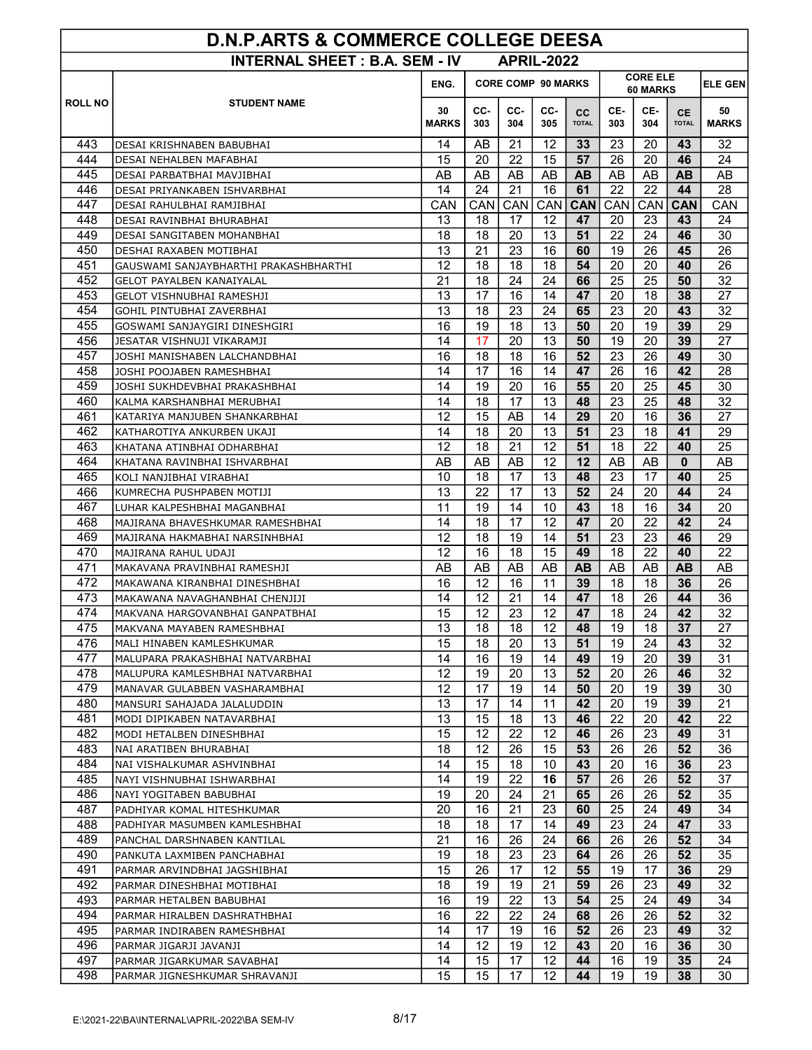# D.N.P.ARTS & COMMERCE COLLEGE DEESA

## INTERNAL SHEET : B.A. SEM - IV APRIL-2022

| ROLL NO | STUDENT NAME | ENG. | CORE COMP 90 MARKS | | | | CORE ELE 60 MARKS | | | ELE GEN |
|---|---|---|---|---|---|---|---|---|---|---|
| | | 30 MARKS | CC-303 | CC-304 | CC-305 | CC TOTAL | CE-303 | CE-304 | CE TOTAL | 50 MARKS |
| 443 | DESAI KRISHNABEN BABUBHAI | 14 | AB | 21 | 12 | **33** | 23 | 20 | **43** | 32 |
| 444 | DESAI NEHALBEN MAFABHAI | 15 | 20 | 22 | 15 | **57** | 26 | 20 | **46** | 24 |
| 445 | DESAI PARBATBHAI MAVJIBHAI | AB | AB | AB | AB | **AB** | AB | AB | **AB** | AB |
| 446 | DESAI PRIYANKABEN ISHVARBHAI | 14 | 24 | 21 | 16 | **61** | 22 | 22 | **44** | 28 |
| 447 | DESAI RAHULBHAI RAMJIBHAI | CAN | CAN | CAN | CAN | **CAN** | CAN | CAN | **CAN** | CAN |
| 448 | DESAI RAVINBHAI BHURABHAI | 13 | 18 | 17 | 12 | **47** | 20 | 23 | **43** | 24 |
| 449 | DESAI SANGITABEN MOHANBHAI | 18 | 18 | 20 | 13 | **51** | 22 | 24 | **46** | 30 |
| 450 | DESHAI RAXABEN MOTIBHAI | 13 | 21 | 23 | 16 | **60** | 19 | 26 | **45** | 26 |
| 451 | GAUSWAMI SANJAYBHARTHI PRAKASHBHARTHI | 12 | 18 | 18 | 18 | **54** | 20 | 20 | **40** | 26 |
| 452 | GELOT PAYALBEN KANAIYALAL | 21 | 18 | 24 | 24 | **66** | 25 | 25 | **50** | 32 |
| 453 | GELOT VISHNUBHAI RAMESHJI | 13 | 17 | 16 | 14 | **47** | 20 | 18 | **38** | 27 |
| 454 | GOHIL PINTUBHAI ZAVERBHAI | 13 | 18 | 23 | 24 | **65** | 23 | 20 | **43** | 32 |
| 455 | GOSWAMI SANJAYGIRI DINESHGIRI | 16 | 19 | 18 | 13 | **50** | 20 | 19 | **39** | 29 |
| 456 | JESATAR VISHNUJI VIKARAMJI | 14 | 17 | 20 | 13 | **50** | 19 | 20 | **39** | 27 |
| 457 | JOSHI MANISHABEN LALCHANDBHAI | 16 | 18 | 18 | 16 | **52** | 23 | 26 | **49** | 30 |
| 458 | JOSHI POOJABEN RAMESHBHAI | 14 | 17 | 16 | 14 | **47** | 26 | 16 | **42** | 28 |
| 459 | JOSHI SUKHDEVBHAI PRAKASHBHAI | 14 | 19 | 20 | 16 | **55** | 20 | 25 | **45** | 30 |
| 460 | KALMA KARSHANBHAI MERUBHAI | 14 | 18 | 17 | 13 | **48** | 23 | 25 | **48** | 32 |
| 461 | KATARIYA MANJUBEN SHANKARBHAI | 12 | 15 | AB | 14 | **29** | 20 | 16 | **36** | 27 |
| 462 | KATHAROTIYA ANKURBEN UKAJI | 14 | 18 | 20 | 13 | **51** | 23 | 18 | **41** | 29 |
| 463 | KHATANA ATINBHAI ODHARBHAI | 12 | 18 | 21 | 12 | **51** | 18 | 22 | **40** | 25 |
| 464 | KHATANA RAVINBHAI ISHVARBHAI | AB | AB | AB | 12 | **12** | AB | AB | **0** | AB |
| 465 | KOLI NANJIBHAI VIRABHAI | 10 | 18 | 17 | 13 | **48** | 23 | 17 | **40** | 25 |
| 466 | KUMRECHA PUSHPABEN MOTIJI | 13 | 22 | 17 | 13 | **52** | 24 | 20 | **44** | 24 |
| 467 | LUHAR KALPESHBHAI MAGANBHAI | 11 | 19 | 14 | 10 | **43** | 18 | 16 | **34** | 20 |
| 468 | MAJIRANA BHAVESHKUMAR RAMESHBHAI | 14 | 18 | 17 | 12 | **47** | 20 | 22 | **42** | 24 |
| 469 | MAJIRANA HAKMABHAI NARSINHBHAI | 12 | 18 | 19 | 14 | **51** | 23 | 23 | **46** | 29 |
| 470 | MAJIRANA RAHUL UDAJI | 12 | 16 | 18 | 15 | **49** | 18 | 22 | **40** | 22 |
| 471 | MAKAVANA PRAVINBHAI RAMESHJI | AB | AB | AB | AB | **AB** | AB | AB | **AB** | AB |
| 472 | MAKAWANA KIRANBHAI DINESHBHAI | 16 | 12 | 16 | 11 | **39** | 18 | 18 | **36** | 26 |
| 473 | MAKAWANA NAVAGHANBHAI CHENJIJI | 14 | 12 | 21 | 14 | **47** | 18 | 26 | **44** | 36 |
| 474 | MAKVANA HARGOVANBHAI GANPATBHAI | 15 | 12 | 23 | 12 | **47** | 18 | 24 | **42** | 32 |
| 475 | MAKVANA MAYABEN RAMESHBHAI | 13 | 18 | 18 | 12 | **48** | 19 | 18 | **37** | 27 |
| 476 | MALI HINABEN KAMLESHKUMAR | 15 | 18 | 20 | 13 | **51** | 19 | 24 | **43** | 32 |
| 477 | MALUPARA PRAKASHBHAI NATVARBHAI | 14 | 16 | 19 | 14 | **49** | 19 | 20 | **39** | 31 |
| 478 | MALUPURA KAMLESHBHAI NATVARBHAI | 12 | 19 | 20 | 13 | **52** | 20 | 26 | **46** | 32 |
| 479 | MANAVAR GULABBEN VASHARAMBHAI | 12 | 17 | 19 | 14 | **50** | 20 | 19 | **39** | 30 |
| 480 | MANSURI SAHAJADA JALALUDDIN | 13 | 17 | 14 | 11 | **42** | 20 | 19 | **39** | 21 |
| 481 | MODI DIPIKABEN NATAVARBHAI | 13 | 15 | 18 | 13 | **46** | 22 | 20 | **42** | 22 |
| 482 | MODI HETALBEN DINESHBHAI | 15 | 12 | 22 | 12 | **46** | 26 | 23 | **49** | 31 |
| 483 | NAI ARATIBEN BHURABHAI | 18 | 12 | 26 | 15 | **53** | 26 | 26 | **52** | 36 |
| 484 | NAI VISHALKUMAR ASHVINBHAI | 14 | 15 | 18 | 10 | **43** | 20 | 16 | **36** | 23 |
| 485 | NAYI VISHNUBHAI ISHWARBHAI | 14 | 19 | 22 | **16** | **57** | 26 | 26 | **52** | 37 |
| 486 | NAYI YOGITABEN BABUBHAI | 19 | 20 | 24 | 21 | **65** | 26 | 26 | **52** | 35 |
| 487 | PADHIYAR KOMAL HITESHKUMAR | 20 | 16 | 21 | 23 | **60** | 25 | 24 | **49** | 34 |
| 488 | PADHIYAR MASUMBEN KAMLESHBHAI | 18 | 18 | 17 | 14 | **49** | 23 | 24 | **47** | 33 |
| 489 | PANCHAL DARSHNABEN KANTILAL | 21 | 16 | 26 | 24 | **66** | 26 | 26 | **52** | 34 |
| 490 | PANKUTA LAXMIBEN PANCHABHAI | 19 | 18 | 23 | 23 | **64** | 26 | 26 | **52** | 35 |
| 491 | PARMAR ARVINDBHAI JAGSHIBHAI | 15 | 26 | 17 | 12 | **55** | 19 | 17 | **36** | 29 |
| 492 | PARMAR DINESHBHAI MOTIBHAI | 18 | 19 | 19 | 21 | **59** | 26 | 23 | **49** | 32 |
| 493 | PARMAR HETALBEN BABUBHAI | 16 | 19 | 22 | 13 | **54** | 25 | 24 | **49** | 34 |
| 494 | PARMAR HIRALBEN DASHRATHBHAI | 16 | 22 | 22 | 24 | **68** | 26 | 26 | **52** | 32 |
| 495 | PARMAR INDIRABEN RAMESHBHAI | 14 | 17 | 19 | 16 | **52** | 26 | 23 | **49** | 32 |
| 496 | PARMAR JIGARJI JAVANJI | 14 | 12 | 19 | 12 | **43** | 20 | 16 | **36** | 30 |
| 497 | PARMAR JIGARKUMAR SAVABHAI | 14 | 15 | 17 | 12 | **44** | 16 | 19 | **35** | 24 |
| 498 | PARMAR JIGNESHKUMAR SHRAVANJI | 15 | 15 | 17 | 12 | **44** | 19 | 19 | **38** | 30 |

E:\2021-22\BA\INTERNAL\APRIL-2022\BA SEM-IV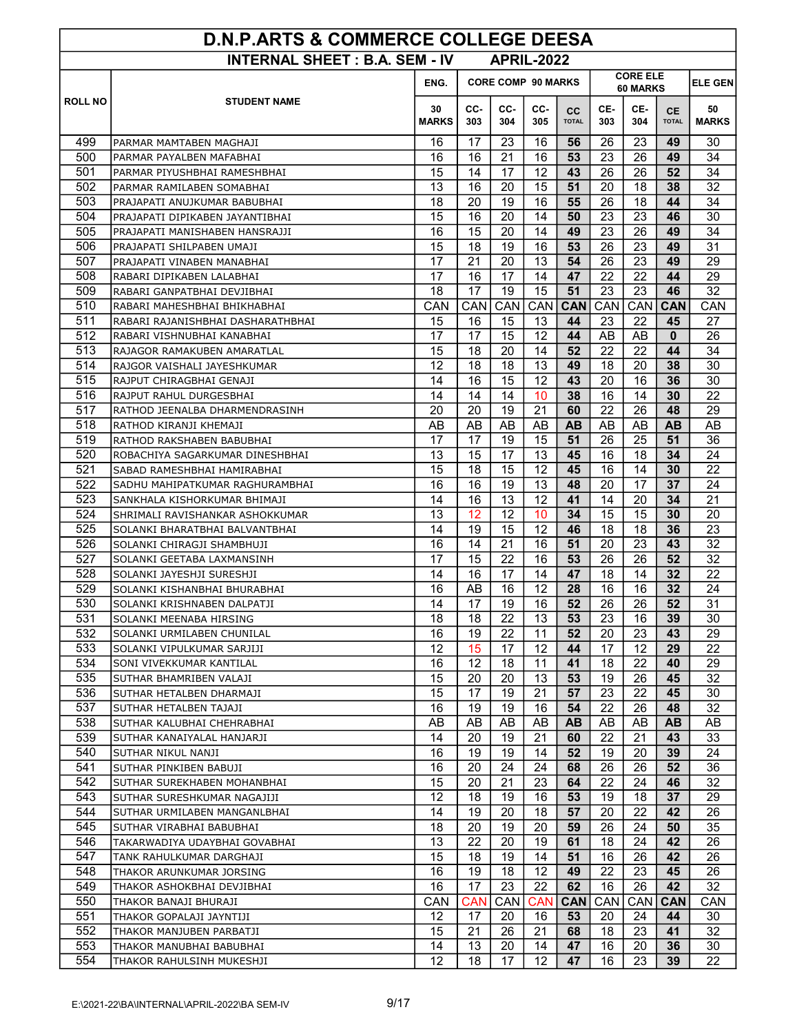# D.N.P.ARTS & COMMERCE COLLEGE DEESA

## INTERNAL SHEET : B.A. SEM - IV APRIL-2022

| ROLL NO | STUDENT NAME | ENG. | CORE COMP 90 MARKS | | | | CORE ELE 60 MARKS | | | ELE GEN |
|---|---|---|---|---|---|---|---|---|---|---|
| | | 30 MARKS | CC-303 | CC-304 | CC-305 | CC TOTAL | CE-303 | CE-304 | CE TOTAL | 50 MARKS |
| 499 | PARMAR MAMTABEN MAGHAJI | 16 | 17 | 23 | 16 | **56** | 26 | 23 | **49** | 30 |
| 500 | PARMAR PAYALBEN MAFABHAI | 16 | 16 | 21 | 16 | **53** | 23 | 26 | **49** | 34 |
| 501 | PARMAR PIYUSHBHAI RAMESHBHAI | 15 | 14 | 17 | 12 | **43** | 26 | 26 | **52** | 34 |
| 502 | PARMAR RAMILABEN SOMABHAI | 13 | 16 | 20 | 15 | **51** | 20 | 18 | **38** | 32 |
| 503 | PRAJAPATI ANUJKUMAR BABUBHAI | 18 | 20 | 19 | 16 | **55** | 26 | 18 | **44** | 34 |
| 504 | PRAJAPATI DIPIKABEN JAYANTIBHAI | 15 | 16 | 20 | 14 | **50** | 23 | 23 | **46** | 30 |
| 505 | PRAJAPATI MANISHABEN HANSRAJJI | 16 | 15 | 20 | 14 | **49** | 23 | 26 | **49** | 34 |
| 506 | PRAJAPATI SHILPABEN UMAJI | 15 | 18 | 19 | 16 | **53** | 26 | 23 | **49** | 31 |
| 507 | PRAJAPATI VINABEN MANABHAI | 17 | 21 | 20 | 13 | **54** | 26 | 23 | **49** | 29 |
| 508 | RABARI DIPIKABEN LALABHAI | 17 | 16 | 17 | 14 | **47** | 22 | 22 | **44** | 29 |
| 509 | RABARI GANPATBHAI DEVJIBHAI | 18 | 17 | 19 | 15 | **51** | 23 | 23 | **46** | 32 |
| 510 | RABARI MAHESHBHAI BHIKHABHAI | CAN | CAN | CAN | CAN | **CAN** | CAN | CAN | **CAN** | CAN |
| 511 | RABARI RAJANISHBHAI DASHARATHBHAI | 15 | 16 | 15 | 13 | **44** | 23 | 22 | **45** | 27 |
| 512 | RABARI VISHNUBHAI KANABHAI | 17 | 17 | 15 | 12 | **44** | AB | AB | **0** | 26 |
| 513 | RAJAGOR RAMAKUBEN AMARATLAL | 15 | 18 | 20 | 14 | **52** | 22 | 22 | **44** | 34 |
| 514 | RAJGOR VAISHALI JAYESHKUMAR | 12 | 18 | 18 | 13 | **49** | 18 | 20 | **38** | 30 |
| 515 | RAJPUT CHIRAGBHAI GENAJI | 14 | 16 | 15 | 12 | **43** | 20 | 16 | **36** | 30 |
| 516 | RAJPUT RAHUL DURGESBHAI | 14 | 14 | 14 | 10 | **38** | 16 | 14 | **30** | 22 |
| 517 | RATHOD JEENALBA DHARMENDRASINH | 20 | 20 | 19 | 21 | **60** | 22 | 26 | **48** | 29 |
| 518 | RATHOD KIRANJI KHEMAJI | AB | AB | AB | AB | **AB** | AB | AB | **AB** | AB |
| 519 | RATHOD RAKSHABEN BABUBHAI | 17 | 17 | 19 | 15 | **51** | 26 | 25 | **51** | 36 |
| 520 | ROBACHIYA SAGARKUMAR DINESHBHAI | 13 | 15 | 17 | 13 | **45** | 16 | 18 | **34** | 24 |
| 521 | SABAD RAMESHBHAI HAMIRABHAI | 15 | 18 | 15 | 12 | **45** | 16 | 14 | **30** | 22 |
| 522 | SADHU MAHIPATKUMAR RAGHURAMBHAI | 16 | 16 | 19 | 13 | **48** | 20 | 17 | **37** | 24 |
| 523 | SANKHALA KISHORKUMAR BHIMAJI | 14 | 16 | 13 | 12 | **41** | 14 | 20 | **34** | 21 |
| 524 | SHRIMALI RAVISHANKAR ASHOKKUMAR | 13 | 12 | 12 | 10 | **34** | 15 | 15 | **30** | 20 |
| 525 | SOLANKI BHARATBHAI BALVANTBHAI | 14 | 19 | 15 | 12 | **46** | 18 | 18 | **36** | 23 |
| 526 | SOLANKI CHIRAGJI SHAMBHUJI | 16 | 14 | 21 | 16 | **51** | 20 | 23 | **43** | 32 |
| 527 | SOLANKI GEETABA LAXMANSINH | 17 | 15 | 22 | 16 | **53** | 26 | 26 | **52** | 32 |
| 528 | SOLANKI JAYESHJI SURESHJI | 14 | 16 | 17 | 14 | **47** | 18 | 14 | **32** | 22 |
| 529 | SOLANKI KISHANBHAI BHURABHAI | 16 | AB | 16 | 12 | **28** | 16 | 16 | **32** | 24 |
| 530 | SOLANKI KRISHNABEN DALPATJI | 14 | 17 | 19 | 16 | **52** | 26 | 26 | **52** | 31 |
| 531 | SOLANKI MEENABA HIRSING | 18 | 18 | 22 | 13 | **53** | 23 | 16 | **39** | 30 |
| 532 | SOLANKI URMILABEN CHUNILAL | 16 | 19 | 22 | 11 | **52** | 20 | 23 | **43** | 29 |
| 533 | SOLANKI VIPULKUMAR SARJIJI | 12 | 15 | 17 | 12 | **44** | 17 | 12 | **29** | 22 |
| 534 | SONI VIVEKKUMAR KANTILAL | 16 | 12 | 18 | 11 | **41** | 18 | 22 | **40** | 29 |
| 535 | SUTHAR BHAMRIBEN VALAJI | 15 | 20 | 20 | 13 | **53** | 19 | 26 | **45** | 32 |
| 536 | SUTHAR HETALBEN DHARMAJI | 15 | 17 | 19 | 21 | **57** | 23 | 22 | **45** | 30 |
| 537 | SUTHAR HETALBEN TAJAJI | 16 | 19 | 19 | 16 | **54** | 22 | 26 | **48** | 32 |
| 538 | SUTHAR KALUBHAI CHEHRABHAI | AB | AB | AB | AB | **AB** | AB | AB | **AB** | AB |
| 539 | SUTHAR KANAIYALAL HANJARJI | 14 | 20 | 19 | 21 | **60** | 22 | 21 | **43** | 33 |
| 540 | SUTHAR NIKUL NANJI | 16 | 19 | 19 | 14 | **52** | 19 | 20 | **39** | 24 |
| 541 | SUTHAR PINKIBEN BABUJI | 16 | 20 | 24 | 24 | **68** | 26 | 26 | **52** | 36 |
| 542 | SUTHAR SUREKHABEN MOHANBHAI | 15 | 20 | 21 | 23 | **64** | 22 | 24 | **46** | 32 |
| 543 | SUTHAR SURESHKUMAR NAGAJIJI | 12 | 18 | 19 | 16 | **53** | 19 | 18 | **37** | 29 |
| 544 | SUTHAR URMILABEN MANGANLBHAI | 14 | 19 | 20 | 18 | **57** | 20 | 22 | **42** | 26 |
| 545 | SUTHAR VIRABHAI BABUBHAI | 18 | 20 | 19 | 20 | **59** | 26 | 24 | **50** | 35 |
| 546 | TAKARWADIYA UDAYBHAI GOVABHAI | 13 | 22 | 20 | 19 | **61** | 18 | 24 | **42** | 26 |
| 547 | TANK RAHULKUMAR DARGHAJI | 15 | 18 | 19 | 14 | **51** | 16 | 26 | **42** | 26 |
| 548 | THAKOR ARUNKUMAR JORSING | 16 | 19 | 18 | 12 | **49** | 22 | 23 | **45** | 26 |
| 549 | THAKOR ASHOKBHAI DEVJIBHAI | 16 | 17 | 23 | 22 | **62** | 16 | 26 | **42** | 32 |
| 550 | THAKOR BANAJI BHURAJI | CAN | CAN | CAN | CAN | **CAN** | CAN | CAN | **CAN** | CAN |
| 551 | THAKOR GOPALAJI JAYNTIJI | 12 | 17 | 20 | 16 | **53** | 20 | 24 | **44** | 30 |
| 552 | THAKOR MANJUBEN PARBATJI | 15 | 21 | 26 | 21 | **68** | 18 | 23 | **41** | 32 |
| 553 | THAKOR MANUBHAI BABUBHAI | 14 | 13 | 20 | 14 | **47** | 16 | 20 | **36** | 30 |
| 554 | THAKOR RAHULSINH MUKESHJI | 12 | 18 | 17 | 12 | **47** | 16 | 23 | **39** | 22 |

E:\2021-22\BA\INTERNAL\APRIL-2022\BA SEM-IV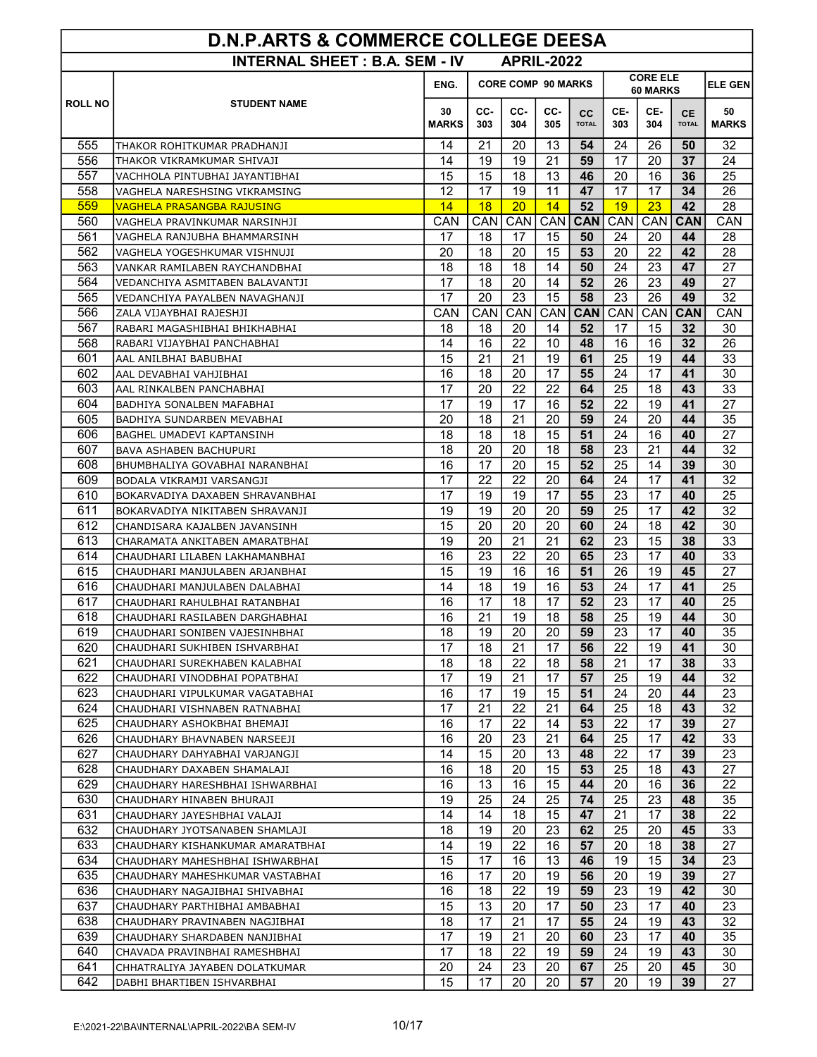# D.N.P.ARTS & COMMERCE COLLEGE DEESA

## INTERNAL SHEET : B.A. SEM - IV APRIL-2022

| ROLL NO | STUDENT NAME | ENG. | CORE COMP 90 MARKS | | | | CORE ELE 60 MARKS | | | ELE GEN |
|---|---|---|---|---|---|---|---|---|---|---|
| | | 30 MARKS | CC-303 | CC-304 | CC-305 | CC TOTAL | CE-303 | CE-304 | CE TOTAL | 50 MARKS |
| 555 | THAKOR ROHITKUMAR PRADHANJI | 14 | 21 | 20 | 13 | **54** | 24 | 26 | **50** | 32 |
| 556 | THAKOR VIKRAMKUMAR SHIVAJI | 14 | 19 | 19 | 21 | **59** | 17 | 20 | **37** | 24 |
| 557 | VACHHOLA PINTUBHAI JAYANTIBHAI | 15 | 15 | 18 | 13 | **46** | 20 | 16 | **36** | 25 |
| 558 | VAGHELA NARESHSING VIKRAMSING | 12 | 17 | 19 | 11 | **47** | 17 | 17 | **34** | 26 |
| 559 | VAGHELA PRASANGBA RAJUSING | 14 | 18 | 20 | 14 | **52** | 19 | 23 | **42** | 28 |
| 560 | VAGHELA PRAVINKUMAR NARSINHJI | CAN | CAN | CAN | CAN | **CAN** | CAN | CAN | **CAN** | CAN |
| 561 | VAGHELA RANJUBHA BHAMMARSINH | 17 | 18 | 17 | 15 | **50** | 24 | 20 | **44** | 28 |
| 562 | VAGHELA YOGESHKUMAR VISHNUJI | 20 | 18 | 20 | 15 | **53** | 20 | 22 | **42** | 28 |
| 563 | VANKAR RAMILABEN RAYCHANDBHAI | 18 | 18 | 18 | 14 | **50** | 24 | 23 | **47** | 27 |
| 564 | VEDANCHIYA ASMITABEN BALAVANTJI | 17 | 18 | 20 | 14 | **52** | 26 | 23 | **49** | 27 |
| 565 | VEDANCHIYA PAYALBEN NAVAGHANJI | 17 | 20 | 23 | 15 | **58** | 23 | 26 | **49** | 32 |
| 566 | ZALA VIJAYBHAI RAJESHJI | CAN | CAN | CAN | CAN | **CAN** | CAN | CAN | **CAN** | CAN |
| 567 | RABARI MAGASHIBHAI BHIKHABHAI | 18 | 18 | 20 | 14 | **52** | 17 | 15 | **32** | 30 |
| 568 | RABARI VIJAYBHAI PANCHABHAI | 14 | 16 | 22 | 10 | **48** | 16 | 16 | **32** | 26 |
| 601 | AAL ANILBHAI BABUBHAI | 15 | 21 | 21 | 19 | **61** | 25 | 19 | **44** | 33 |
| 602 | AAL DEVABHAI VAHJIBHAI | 16 | 18 | 20 | 17 | **55** | 24 | 17 | **41** | 30 |
| 603 | AAL RINKALBEN PANCHABHAI | 17 | 20 | 22 | 22 | **64** | 25 | 18 | **43** | 33 |
| 604 | BADHIYA SONALBEN MAFABHAI | 17 | 19 | 17 | 16 | **52** | 22 | 19 | **41** | 27 |
| 605 | BADHIYA SUNDARBEN MEVABHAI | 20 | 18 | 21 | 20 | **59** | 24 | 20 | **44** | 35 |
| 606 | BAGHEL UMADEVI KAPTANSINH | 18 | 18 | 18 | 15 | **51** | 24 | 16 | **40** | 27 |
| 607 | BAVA ASHABEN BACHUPURI | 18 | 20 | 20 | 18 | **58** | 23 | 21 | **44** | 32 |
| 608 | BHUMBHALIYA GOVABHAI NARANBHAI | 16 | 17 | 20 | 15 | **52** | 25 | 14 | **39** | 30 |
| 609 | BODALA VIKRAMJI VARSANGJI | 17 | 22 | 22 | 20 | **64** | 24 | 17 | **41** | 32 |
| 610 | BOKARVADIYA DAXABEN SHRAVANBHAI | 17 | 19 | 19 | 17 | **55** | 23 | 17 | **40** | 25 |
| 611 | BOKARVADIYA NIKITABEN SHRAVANJI | 19 | 19 | 20 | 20 | **59** | 25 | 17 | **42** | 32 |
| 612 | CHANDISARA KAJALBEN JAVANSINH | 15 | 20 | 20 | 20 | **60** | 24 | 18 | **42** | 30 |
| 613 | CHARAMATA ANKITABEN AMARATBHAI | 19 | 20 | 21 | 21 | **62** | 23 | 15 | **38** | 33 |
| 614 | CHAUDHARI LILABEN LAKHAMANBHAI | 16 | 23 | 22 | 20 | **65** | 23 | 17 | **40** | 33 |
| 615 | CHAUDHARI MANJULABEN ARJANBHAI | 15 | 19 | 16 | 16 | **51** | 26 | 19 | **45** | 27 |
| 616 | CHAUDHARI MANJULABEN DALABHAI | 14 | 18 | 19 | 16 | **53** | 24 | 17 | **41** | 25 |
| 617 | CHAUDHARI RAHULBHAI RATANBHAI | 16 | 17 | 18 | 17 | **52** | 23 | 17 | **40** | 25 |
| 618 | CHAUDHARI RASILABEN DARGHABHAI | 16 | 21 | 19 | 18 | **58** | 25 | 19 | **44** | 30 |
| 619 | CHAUDHARI SONIBEN VAJESINHBHAI | 18 | 19 | 20 | 20 | **59** | 23 | 17 | **40** | 35 |
| 620 | CHAUDHARI SUKHIBEN ISHVARBHAI | 17 | 18 | 21 | 17 | **56** | 22 | 19 | **41** | 30 |
| 621 | CHAUDHARI SUREKHABEN KALABHAI | 18 | 18 | 22 | 18 | **58** | 21 | 17 | **38** | 33 |
| 622 | CHAUDHARI VINODBHAI POPATBHAI | 17 | 19 | 21 | 17 | **57** | 25 | 19 | **44** | 32 |
| 623 | CHAUDHARI VIPULKUMAR VAGATABHAI | 16 | 17 | 19 | 15 | **51** | 24 | 20 | **44** | 23 |
| 624 | CHAUDHARI VISHNABEN RATNABHAI | 17 | 21 | 22 | 21 | **64** | 25 | 18 | **43** | 32 |
| 625 | CHAUDHARY ASHOKBHAI BHEMAJI | 16 | 17 | 22 | 14 | **53** | 22 | 17 | **39** | 27 |
| 626 | CHAUDHARY BHAVNABEN NARSEEJI | 16 | 20 | 23 | 21 | **64** | 25 | 17 | **42** | 33 |
| 627 | CHAUDHARY DAHYABHAI VARJANGJI | 14 | 15 | 20 | 13 | **48** | 22 | 17 | **39** | 23 |
| 628 | CHAUDHARY DAXABEN SHAMALAJI | 16 | 18 | 20 | 15 | **53** | 25 | 18 | **43** | 27 |
| 629 | CHAUDHARY HARESHBHAI ISHWARBHAI | 16 | 13 | 16 | 15 | **44** | 20 | 16 | **36** | 22 |
| 630 | CHAUDHARY HINABEN BHURAJI | 19 | 25 | 24 | 25 | **74** | 25 | 23 | **48** | 35 |
| 631 | CHAUDHARY JAYESHBHAI VALAJI | 14 | 14 | 18 | 15 | **47** | 21 | 17 | **38** | 22 |
| 632 | CHAUDHARY JYOTSANABEN SHAMLAJI | 18 | 19 | 20 | 23 | **62** | 25 | 20 | **45** | 33 |
| 633 | CHAUDHARY KISHANKUMAR AMARATBHAI | 14 | 19 | 22 | 16 | **57** | 20 | 18 | **38** | 27 |
| 634 | CHAUDHARY MAHESHBHAI ISHWARBHAI | 15 | 17 | 16 | 13 | **46** | 19 | 15 | **34** | 23 |
| 635 | CHAUDHARY MAHESHKUMAR VASTABHAI | 16 | 17 | 20 | 19 | **56** | 20 | 19 | **39** | 27 |
| 636 | CHAUDHARY NAGAJIBHAI SHIVABHAI | 16 | 18 | 22 | 19 | **59** | 23 | 19 | **42** | 30 |
| 637 | CHAUDHARY PARTHIBHAI AMBABHAI | 15 | 13 | 20 | 17 | **50** | 23 | 17 | **40** | 23 |
| 638 | CHAUDHARY PRAVINABEN NAGJIBHAI | 18 | 17 | 21 | 17 | **55** | 24 | 19 | **43** | 32 |
| 639 | CHAUDHARY SHARDABEN NANJIBHAI | 17 | 19 | 21 | 20 | **60** | 23 | 17 | **40** | 35 |
| 640 | CHAVADA PRAVINBHAI RAMESHBHAI | 17 | 18 | 22 | 19 | **59** | 24 | 19 | **43** | 30 |
| 641 | CHHATRALIYA JAYABEN DOLATKUMAR | 20 | 24 | 23 | 20 | **67** | 25 | 20 | **45** | 30 |
| 642 | DABHI BHARTIBEN ISHVARBHAI | 15 | 17 | 20 | 20 | **57** | 20 | 19 | **39** | 27 |

E:\2021-22\BA\INTERNAL\APRIL-2022\BA SEM-IV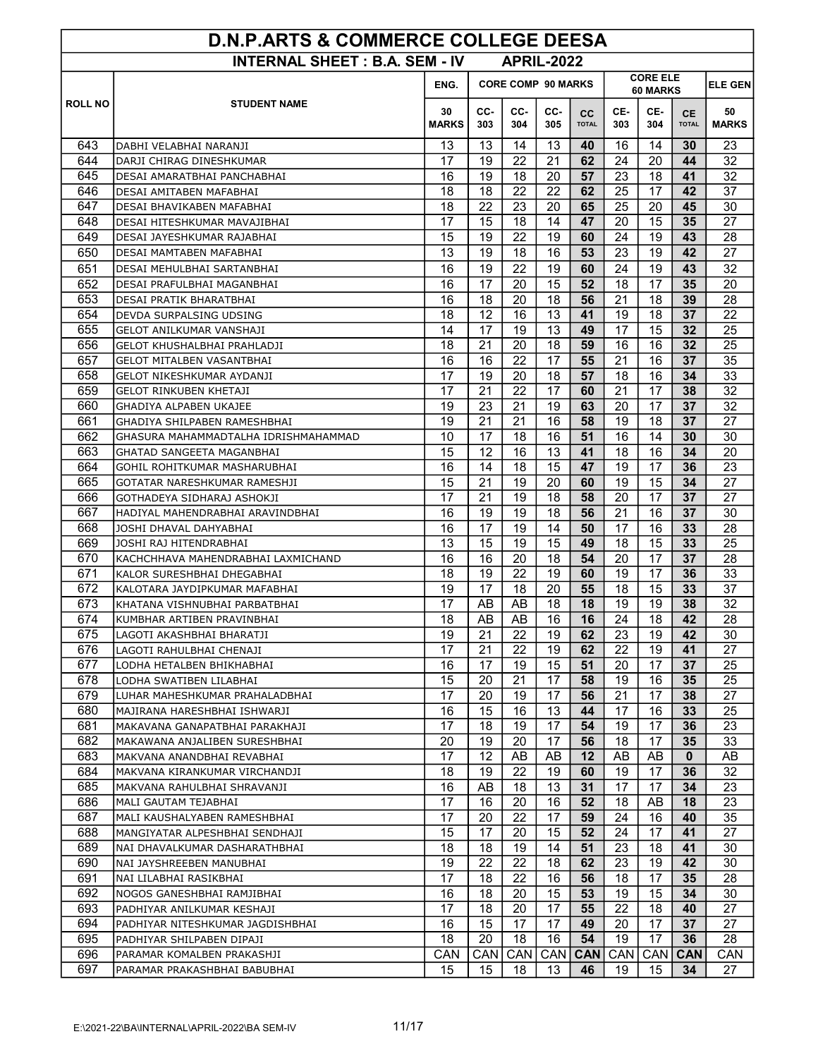# D.N.P.ARTS & COMMERCE COLLEGE DEESA

## INTERNAL SHEET : B.A. SEM - IV APRIL-2022

| ROLL NO | STUDENT NAME | ENG. | CORE COMP 90 MARKS | | | | CORE ELE 60 MARKS | | | ELE GEN |
|---|---|---|---|---|---|---|---|---|---|---|
| | | 30 MARKS | CC-303 | CC-304 | CC-305 | CC TOTAL | CE-303 | CE-304 | CE TOTAL | 50 MARKS |
| 643 | DABHI VELABHAI NARANJI | 13 | 13 | 14 | 13 | **40** | 16 | 14 | **30** | 23 |
| 644 | DARJI CHIRAG DINESHKUMAR | 17 | 19 | 22 | 21 | **62** | 24 | 20 | **44** | 32 |
| 645 | DESAI AMARATBHAI PANCHABHAI | 16 | 19 | 18 | 20 | **57** | 23 | 18 | **41** | 32 |
| 646 | DESAI AMITABEN MAFABHAI | 18 | 18 | 22 | 22 | **62** | 25 | 17 | **42** | 37 |
| 647 | DESAI BHAVIKABEN MAFABHAI | 18 | 22 | 23 | 20 | **65** | 25 | 20 | **45** | 30 |
| 648 | DESAI HITESHKUMAR MAVAJIBHAI | 17 | 15 | 18 | 14 | **47** | 20 | 15 | **35** | 27 |
| 649 | DESAI JAYESHKUMAR RAJABHAI | 15 | 19 | 22 | 19 | **60** | 24 | 19 | **43** | 28 |
| 650 | DESAI MAMTABEN MAFABHAI | 13 | 19 | 18 | 16 | **53** | 23 | 19 | **42** | 27 |
| 651 | DESAI MEHULBHAI SARTANBHAI | 16 | 19 | 22 | 19 | **60** | 24 | 19 | **43** | 32 |
| 652 | DESAI PRAFULBHAI MAGANBHAI | 16 | 17 | 20 | 15 | **52** | 18 | 17 | **35** | 20 |
| 653 | DESAI PRATIK BHARATBHAI | 16 | 18 | 20 | 18 | **56** | 21 | 18 | **39** | 28 |
| 654 | DEVDA SURPALSING UDSING | 18 | 12 | 16 | 13 | **41** | 19 | 18 | **37** | 22 |
| 655 | GELOT ANILKUMAR VANSHAJI | 14 | 17 | 19 | 13 | **49** | 17 | 15 | **32** | 25 |
| 656 | GELOT KHUSHALBHAI PRAHLADJI | 18 | 21 | 20 | 18 | **59** | 16 | 16 | **32** | 25 |
| 657 | GELOT MITALBEN VASANTBHAI | 16 | 16 | 22 | 17 | **55** | 21 | 16 | **37** | 35 |
| 658 | GELOT NIKESHKUMAR AYDANJI | 17 | 19 | 20 | 18 | **57** | 18 | 16 | **34** | 33 |
| 659 | GELOT RINKUBEN KHETAJI | 17 | 21 | 22 | 17 | **60** | 21 | 17 | **38** | 32 |
| 660 | GHADIYA ALPABEN UKAJEE | 19 | 23 | 21 | 19 | **63** | 20 | 17 | **37** | 32 |
| 661 | GHADIYA SHILPABEN RAMESHBHAI | 19 | 21 | 21 | 16 | **58** | 19 | 18 | **37** | 27 |
| 662 | GHASURA MAHAMMADTALHA IDRISHMAHAMMAD | 10 | 17 | 18 | 16 | **51** | 16 | 14 | **30** | 30 |
| 663 | GHATAD SANGEETA MAGANBHAI | 15 | 12 | 16 | 13 | **41** | 18 | 16 | **34** | 20 |
| 664 | GOHIL ROHITKUMAR MASHARUBHAI | 16 | 14 | 18 | 15 | **47** | 19 | 17 | **36** | 23 |
| 665 | GOTATAR NARESHKUMAR RAMESHJI | 15 | 21 | 19 | 20 | **60** | 19 | 15 | **34** | 27 |
| 666 | GOTHADEYA SIDHARAJ ASHOKJI | 17 | 21 | 19 | 18 | **58** | 20 | 17 | **37** | 27 |
| 667 | HADIYAL MAHENDRABHAI ARAVINDBHAI | 16 | 19 | 19 | 18 | **56** | 21 | 16 | **37** | 30 |
| 668 | JOSHI DHAVAL DAHYABHAI | 16 | 17 | 19 | 14 | **50** | 17 | 16 | **33** | 28 |
| 669 | JOSHI RAJ HITENDRABHAI | 13 | 15 | 19 | 15 | **49** | 18 | 15 | **33** | 25 |
| 670 | KACHCHHAVA MAHENDRABHAI LAXMICHAND | 16 | 16 | 20 | 18 | **54** | 20 | 17 | **37** | 28 |
| 671 | KALOR SURESHBHAI DHEGABHAI | 18 | 19 | 22 | 19 | **60** | 19 | 17 | **36** | 33 |
| 672 | KALOTARA JAYDIPKUMAR MAFABHAI | 19 | 17 | 18 | 20 | **55** | 18 | 15 | **33** | 37 |
| 673 | KHATANA VISHNUBHAI PARBATBHAI | 17 | AB | AB | 18 | **18** | 19 | 19 | **38** | 32 |
| 674 | KUMBHAR ARTIBEN PRAVINBHAI | 18 | AB | AB | 16 | **16** | 24 | 18 | **42** | 28 |
| 675 | LAGOTI AKASHBHAI BHARATJI | 19 | 21 | 22 | 19 | **62** | 23 | 19 | **42** | 30 |
| 676 | LAGOTI RAHULBHAI CHENAJI | 17 | 21 | 22 | 19 | **62** | 22 | 19 | **41** | 27 |
| 677 | LODHA HETALBEN BHIKHABHAI | 16 | 17 | 19 | 15 | **51** | 20 | 17 | **37** | 25 |
| 678 | LODHA SWATIBEN LILABHAI | 15 | 20 | 21 | 17 | **58** | 19 | 16 | **35** | 25 |
| 679 | LUHAR MAHESHKUMAR PRAHALADBHAI | 17 | 20 | 19 | 17 | **56** | 21 | 17 | **38** | 27 |
| 680 | MAJIRANA HARESHBHAI ISHWARJI | 16 | 15 | 16 | 13 | **44** | 17 | 16 | **33** | 25 |
| 681 | MAKAVANA GANAPATBHAI PARAKHAJI | 17 | 18 | 19 | 17 | **54** | 19 | 17 | **36** | 23 |
| 682 | MAKAWANA ANJALIBEN SURESHBHAI | 20 | 19 | 20 | 17 | **56** | 18 | 17 | **35** | 33 |
| 683 | MAKVANA ANANDBHAI REVABHAI | 17 | 12 | AB | AB | **12** | AB | AB | **0** | AB |
| 684 | MAKVANA KIRANKUMAR VIRCHANDJI | 18 | 19 | 22 | 19 | **60** | 19 | 17 | **36** | 32 |
| 685 | MAKVANA RAHULBHAI SHRAVANJI | 16 | AB | 18 | 13 | **31** | 17 | 17 | **34** | 23 |
| 686 | MALI GAUTAM TEJABHAI | 17 | 16 | 20 | 16 | **52** | 18 | AB | **18** | 23 |
| 687 | MALI KAUSHALYABEN RAMESHBHAI | 17 | 20 | 22 | 17 | **59** | 24 | 16 | **40** | 35 |
| 688 | MANGIYATAR ALPESHBHAI SENDHAJI | 15 | 17 | 20 | 15 | **52** | 24 | 17 | **41** | 27 |
| 689 | NAI DHAVALKUMAR DASHARATHBHAI | 18 | 18 | 19 | 14 | **51** | 23 | 18 | **41** | 30 |
| 690 | NAI JAYSHREEBEN MANUBHAI | 19 | 22 | 22 | 18 | **62** | 23 | 19 | **42** | 30 |
| 691 | NAI LILABHAI RASIKBHAI | 17 | 18 | 22 | 16 | **56** | 18 | 17 | **35** | 28 |
| 692 | NOGOS GANESHBHAI RAMJIBHAI | 16 | 18 | 20 | 15 | **53** | 19 | 15 | **34** | 30 |
| 693 | PADHIYAR ANILKUMAR KESHAJI | 17 | 18 | 20 | 17 | **55** | 22 | 18 | **40** | 27 |
| 694 | PADHIYAR NITESHKUMAR JAGDISHBHAI | 16 | 15 | 17 | 17 | **49** | 20 | 17 | **37** | 27 |
| 695 | PADHIYAR SHILPABEN DIPAJI | 18 | 20 | 18 | 16 | **54** | 19 | 17 | **36** | 28 |
| 696 | PARAMAR KOMALBEN PRAKASHJI | CAN | CAN | CAN | CAN | **CAN** | CAN | CAN | **CAN** | CAN |
| 697 | PARAMAR PRAKASHBHAI BABUBHAI | 15 | 15 | 18 | 13 | **46** | 19 | 15 | **34** | 27 |

E:\2021-22\BA\INTERNAL\APRIL-2022\BA SEM-IV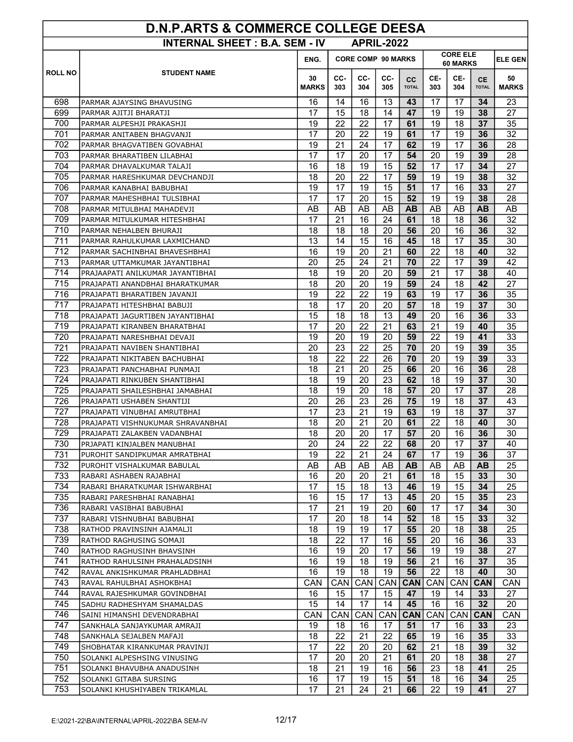# D.N.P.ARTS & COMMERCE COLLEGE DEESA

## INTERNAL SHEET : B.A. SEM - IV APRIL-2022

| ROLL NO | STUDENT NAME | ENG. | CORE COMP 90 MARKS | | | | CORE ELE 60 MARKS | | | ELE GEN |
|---|---|---|---|---|---|---|---|---|---|---|
| | | 30 MARKS | CC-303 | CC-304 | CC-305 | CC TOTAL | CE-303 | CE-304 | CE TOTAL | 50 MARKS |
| 698 | PARMAR AJAYSING BHAVUSING | 16 | 14 | 16 | 13 | **43** | 17 | 17 | **34** | 23 |
| 699 | PARMAR AJITJI BHARATJI | 17 | 15 | 18 | 14 | **47** | 19 | 19 | **38** | 27 |
| 700 | PARMAR ALPESHJI PRAKASHJI | 19 | 22 | 22 | 17 | **61** | 19 | 18 | **37** | 35 |
| 701 | PARMAR ANITABEN BHAGVANJI | 17 | 20 | 22 | 19 | **61** | 17 | 19 | **36** | 32 |
| 702 | PARMAR BHAGVATIBEN GOVABHAI | 19 | 21 | 24 | 17 | **62** | 19 | 17 | **36** | 28 |
| 703 | PARMAR BHARATIBEN LILABHAI | 17 | 17 | 20 | 17 | **54** | 20 | 19 | **39** | 28 |
| 704 | PARMAR DHAVALKUMAR TALAJI | 16 | 18 | 19 | 15 | **52** | 17 | 17 | **34** | 27 |
| 705 | PARMAR HARESHKUMAR DEVCHANDJI | 18 | 20 | 22 | 17 | **59** | 19 | 19 | **38** | 32 |
| 706 | PARMAR KANABHAI BABUBHAI | 19 | 17 | 19 | 15 | **51** | 17 | 16 | **33** | 27 |
| 707 | PARMAR MAHESHBHAI TULSIBHAI | 17 | 17 | 20 | 15 | **52** | 19 | 19 | **38** | 28 |
| 708 | PARMAR MITULBHAI MAHADEVJI | AB | AB | AB | AB | **AB** | AB | AB | **AB** | AB |
| 709 | PARMAR MITULKUMAR HITESHBHAI | 17 | 21 | 16 | 24 | **61** | 18 | 18 | **36** | 32 |
| 710 | PARMAR NEHALBEN BHURAJI | 18 | 18 | 18 | 20 | **56** | 20 | 16 | **36** | 32 |
| 711 | PARMAR RAHULKUMAR LAXMICHAND | 13 | 14 | 15 | 16 | **45** | 18 | 17 | **35** | 30 |
| 712 | PARMAR SACHINBHAI BHAVESHBHAI | 16 | 19 | 20 | 21 | **60** | 22 | 18 | **40** | 32 |
| 713 | PARMAR UTTAMKUMAR JAYANTIBHAI | 20 | 25 | 24 | 21 | **70** | 22 | 17 | **39** | 42 |
| 714 | PRAJAAPATI ANILKUMAR JAYANTIBHAI | 18 | 19 | 20 | 20 | **59** | 21 | 17 | **38** | 40 |
| 715 | PRAJAPATI ANANDBHAI BHARATKUMAR | 18 | 20 | 20 | 19 | **59** | 24 | 18 | **42** | 27 |
| 716 | PRAJAPATI BHARATIBEN JAVANJI | 19 | 22 | 22 | 19 | **63** | 19 | 17 | **36** | 35 |
| 717 | PRAJAPATI HITESHBHAI BABUJI | 18 | 17 | 20 | 20 | **57** | 18 | 19 | **37** | 30 |
| 718 | PRAJAPATI JAGURTIBEN JAYANTIBHAI | 15 | 18 | 18 | 13 | **49** | 20 | 16 | **36** | 33 |
| 719 | PRAJAPATI KIRANBEN BHARATBHAI | 17 | 20 | 22 | 21 | **63** | 21 | 19 | **40** | 35 |
| 720 | PRAJAPATI NARESHBHAI DEVAJI | 19 | 20 | 19 | 20 | **59** | 22 | 19 | **41** | 33 |
| 721 | PRAJAPATI NAVIBEN SHANTIBHAI | 20 | 23 | 22 | 25 | **70** | 20 | 19 | **39** | 35 |
| 722 | PRAJAPATI NIKITABEN BACHUBHAI | 18 | 22 | 22 | 26 | **70** | 20 | 19 | **39** | 33 |
| 723 | PRAJAPATI PANCHABHAI PUNMAJI | 18 | 21 | 20 | 25 | **66** | 20 | 16 | **36** | 28 |
| 724 | PRAJAPATI RINKUBEN SHANTIBHAI | 18 | 19 | 20 | 23 | **62** | 18 | 19 | **37** | 30 |
| 725 | PRAJAPATI SHAILESHBHAI JAMABHAI | 18 | 19 | 20 | 18 | **57** | 20 | 17 | **37** | 28 |
| 726 | PRAJAPATI USHABEN SHANTIJI | 20 | 26 | 23 | 26 | **75** | 19 | 18 | **37** | 43 |
| 727 | PRAJAPATI VINUBHAI AMRUTBHAI | 17 | 23 | 21 | 19 | **63** | 19 | 18 | **37** | 37 |
| 728 | PRAJAPATI VISHNUKUMAR SHRAVANBHAI | 18 | 20 | 21 | 20 | **61** | 22 | 18 | **40** | 30 |
| 729 | PRAJAPATI ZALAKBEN VADANBHAI | 18 | 20 | 20 | 17 | **57** | 20 | 16 | **36** | 30 |
| 730 | PRJAPATI KINJALBEN MANUBHAI | 20 | 24 | 22 | 22 | **68** | 20 | 17 | **37** | 40 |
| 731 | PUROHIT SANDIPKUMAR AMRATBHAI | 19 | 22 | 21 | 24 | **67** | 17 | 19 | **36** | 37 |
| 732 | PUROHIT VISHALKUMAR BABULAL | AB | AB | AB | AB | **AB** | AB | AB | **AB** | 25 |
| 733 | RABARI ASHABEN RAJABHAI | 16 | 20 | 20 | 21 | **61** | 18 | 15 | **33** | 30 |
| 734 | RABARI BHARATKUMAR ISHWARBHAI | 17 | 15 | 18 | 13 | **46** | 19 | 15 | **34** | 25 |
| 735 | RABARI PARESHBHAI RANABHAI | 16 | 15 | 17 | 13 | **45** | 20 | 15 | **35** | 23 |
| 736 | RABARI VASIBHAI BABUBHAI | 17 | 21 | 19 | 20 | **60** | 17 | 17 | **34** | 30 |
| 737 | RABARI VISHNUBHAI BABUBHAI | 17 | 20 | 18 | 14 | **52** | 18 | 15 | **33** | 32 |
| 738 | RATHOD PRAVINSINH AJAMALJI | 18 | 19 | 19 | 17 | **55** | 20 | 18 | **38** | 25 |
| 739 | RATHOD RAGHUSING SOMAJI | 18 | 22 | 17 | 16 | **55** | 20 | 16 | **36** | 33 |
| 740 | RATHOD RAGHUSINH BHAVSINH | 16 | 19 | 20 | 17 | **56** | 19 | 19 | **38** | 27 |
| 741 | RATHOD RAHULSINH PRAHALADSINH | 16 | 19 | 18 | 19 | **56** | 21 | 16 | **37** | 35 |
| 742 | RAVAL ANKISHKUMAR PRAHLADBHAI | 16 | 19 | 18 | 19 | **56** | 22 | 18 | **40** | 30 |
| 743 | RAVAL RAHULBHAI ASHOKBHAI | CAN | CAN | CAN | CAN | **CAN** | CAN | CAN | **CAN** | CAN |
| 744 | RAVAL RAJESHKUMAR GOVINDBHAI | 16 | 15 | 17 | 15 | **47** | 19 | 14 | **33** | 27 |
| 745 | SADHU RADHESHYAM SHAMALDAS | 15 | 14 | 17 | 14 | **45** | 16 | 16 | **32** | 20 |
| 746 | SAINI HIMANSHI DEVENDRABHAI | CAN | CAN | CAN | CAN | **CAN** | CAN | CAN | **CAN** | CAN |
| 747 | SANKHALA SANJAYKUMAR AMRAJI | 19 | 18 | 16 | 17 | **51** | 17 | 16 | **33** | 23 |
| 748 | SANKHALA SEJALBEN MAFAJI | 18 | 22 | 21 | 22 | **65** | 19 | 16 | **35** | 33 |
| 749 | SHOBHATAR KIRANKUMAR PRAVINJI | 17 | 22 | 20 | 20 | **62** | 21 | 18 | **39** | 32 |
| 750 | SOLANKI ALPESHSING VINUSING | 17 | 20 | 20 | 21 | **61** | 20 | 18 | **38** | 27 |
| 751 | SOLANKI BHAVUBHA ANADUSINH | 18 | 21 | 19 | 16 | **56** | 23 | 18 | **41** | 25 |
| 752 | SOLANKI GITABA SURSING | 16 | 17 | 19 | 15 | **51** | 18 | 16 | **34** | 25 |
| 753 | SOLANKI KHUSHIYABEN TRIKAMLAL | 17 | 21 | 24 | 21 | **66** | 22 | 19 | **41** | 27 |

E:\2021-22\BA\INTERNAL\APRIL-2022\BA SEM-IV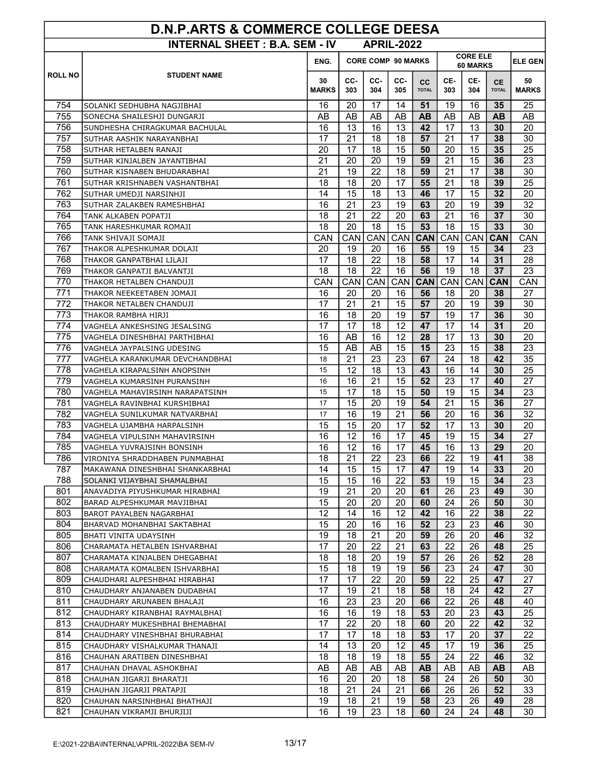# D.N.P.ARTS & COMMERCE COLLEGE DEESA

## INTERNAL SHEET : B.A. SEM - IV APRIL-2022

| ROLL NO | STUDENT NAME | ENG. | CORE COMP 90 MARKS | | | | CORE ELE 60 MARKS | | | ELE GEN |
|---|---|---|---|---|---|---|---|---|---|---|
| | | 30 MARKS | CC-303 | CC-304 | CC-305 | CC TOTAL | CE-303 | CE-304 | CE TOTAL | 50 MARKS |
| 754 | SOLANKI SEDHUBHA NAGJIBHAI | 16 | 20 | 17 | 14 | **51** | 19 | 16 | **35** | 25 |
| 755 | SONECHA SHAILESHJI DUNGARJI | AB | AB | AB | AB | **AB** | AB | AB | **AB** | AB |
| 756 | SUNDHESHA CHIRAGKUMAR BACHULAL | 16 | 13 | 16 | 13 | **42** | 17 | 13 | **30** | 20 |
| 757 | SUTHAR AASHIK NARAYANBHAI | 17 | 21 | 18 | 18 | **57** | 21 | 17 | **38** | 30 |
| 758 | SUTHAR HETALBEN RANAJI | 20 | 17 | 18 | 15 | **50** | 20 | 15 | **35** | 25 |
| 759 | SUTHAR KINJALBEN JAYANTIBHAI | 21 | 20 | 20 | 19 | **59** | 21 | 15 | **36** | 23 |
| 760 | SUTHAR KISNABEN BHUDARABHAI | 21 | 19 | 22 | 18 | **59** | 21 | 17 | **38** | 30 |
| 761 | SUTHAR KRISHNABEN VASHANTBHAI | 18 | 18 | 20 | 17 | **55** | 21 | 18 | **39** | 25 |
| 762 | SUTHAR UMEDJI NARSINHJI | 14 | 15 | 18 | 13 | **46** | 17 | 15 | **32** | 20 |
| 763 | SUTHAR ZALAKBEN RAMESHBHAI | 16 | 21 | 23 | 19 | **63** | 20 | 19 | **39** | 32 |
| 764 | TANK ALKABEN POPATJI | 18 | 21 | 22 | 20 | **63** | 21 | 16 | **37** | 30 |
| 765 | TANK HARESHKUMAR ROMAJI | 18 | 20 | 18 | 15 | **53** | 18 | 15 | **33** | 30 |
| 766 | TANK SHIVAJI SOMAJI | CAN | CAN | CAN | CAN | **CAN** | CAN | CAN | **CAN** | CAN |
| 767 | THAKOR ALPESHKUMAR DOLAJI | 20 | 19 | 20 | 16 | **55** | 19 | 15 | **34** | 23 |
| 768 | THAKOR GANPATBHAI LILAJI | 17 | 18 | 22 | 18 | **58** | 17 | 14 | **31** | 28 |
| 769 | THAKOR GANPATJI BALVANTJI | 18 | 18 | 22 | 16 | **56** | 19 | 18 | **37** | 23 |
| 770 | THAKOR HETALBEN CHANDUJI | CAN | CAN | CAN | CAN | **CAN** | CAN | CAN | **CAN** | CAN |
| 771 | THAKOR NEEKEETABEN JOMAJI | 16 | 20 | 20 | 16 | **56** | 18 | 20 | **38** | 27 |
| 772 | THAKOR NETALBEN CHANDUJI | 17 | 21 | 21 | 15 | **57** | 20 | 19 | **39** | 30 |
| 773 | THAKOR RAMBHA HIRJI | 16 | 18 | 20 | 19 | **57** | 19 | 17 | **36** | 30 |
| 774 | VAGHELA ANKESHSING JESALSING | 17 | 17 | 18 | 12 | **47** | 17 | 14 | **31** | 20 |
| 775 | VAGHELA DINESHBHAI PARTHIBHAI | 16 | AB | 16 | 12 | **28** | 17 | 13 | **30** | 20 |
| 776 | VAGHELA JAYPALSING UDESING | 15 | AB | AB | 15 | **15** | 23 | 15 | **38** | 23 |
| 777 | VAGHELA KARANKUMAR DEVCHANDBHAI | 18 | 21 | 23 | 23 | **67** | 24 | 18 | **42** | 35 |
| 778 | VAGHELA KIRAPALSINH ANOPSINH | 15 | 12 | 18 | 13 | **43** | 16 | 14 | **30** | 25 |
| 779 | VAGHELA KUMARSINH PURANSINH | 16 | 16 | 21 | 15 | **52** | 23 | 17 | **40** | 27 |
| 780 | VAGHELA MAHAVIRSINH NARAPATSINH | 15 | 17 | 18 | 15 | **50** | 19 | 15 | **34** | 23 |
| 781 | VAGHELA RAVINBHAI KURSHIBHAI | 17 | 15 | 20 | 19 | **54** | 21 | 15 | **36** | 27 |
| 782 | VAGHELA SUNILKUMAR NATVARBHAI | 17 | 16 | 19 | 21 | **56** | 20 | 16 | **36** | 32 |
| 783 | VAGHELA UJAMBHA HARPALSINH | 15 | 15 | 20 | 17 | **52** | 17 | 13 | **30** | 20 |
| 784 | VAGHELA VIPULSINH MAHAVIRSINH | 16 | 12 | 16 | 17 | **45** | 19 | 15 | **34** | 27 |
| 785 | VAGHELA YUVRAJSINH BONSINH | 16 | 12 | 16 | 17 | **45** | 16 | 13 | **29** | 20 |
| 786 | VIRONIYA SHRADDHABEN PUNMABHAI | 18 | 21 | 22 | 23 | **66** | 22 | 19 | **41** | 38 |
| 787 | MAKAWANA DINESHBHAI SHANKARBHAI | 14 | 15 | 15 | 17 | **47** | 19 | 14 | **33** | 20 |
| 788 | SOLANKI VIJAYBHAI SHAMALBHAI | 15 | 15 | 16 | 22 | **53** | 19 | 15 | **34** | 23 |
| 801 | ANAVADIYA PIYUSHKUMAR HIRABHAI | 19 | 21 | 20 | 20 | **61** | 26 | 23 | **49** | 30 |
| 802 | BARAD ALPESHKUMAR MAVJIBHAI | 15 | 20 | 20 | 20 | **60** | 24 | 26 | **50** | 30 |
| 803 | BAROT PAYALBEN NAGARBHAI | 12 | 14 | 16 | 12 | **42** | 16 | 22 | **38** | 22 |
| 804 | BHARVAD MOHANBHAI SAKTABHAI | 15 | 20 | 16 | 16 | **52** | 23 | 23 | **46** | 30 |
| 805 | BHATI VINITA UDAYSINH | 19 | 18 | 21 | 20 | **59** | 26 | 20 | **46** | 32 |
| 806 | CHARAMATA HETALBEN ISHVARBHAI | 17 | 20 | 22 | 21 | **63** | 22 | 26 | **48** | 25 |
| 807 | CHARAMATA KINJALBEN DHEGABHAI | 18 | 18 | 20 | 19 | **57** | 26 | 26 | **52** | 28 |
| 808 | CHARAMATA KOMALBEN ISHVARBHAI | 15 | 18 | 19 | 19 | **56** | 23 | 24 | **47** | 30 |
| 809 | CHAUDHARI ALPESHBHAI HIRABHAI | 17 | 17 | 22 | 20 | **59** | 22 | 25 | **47** | 27 |
| 810 | CHAUDHARY ANJANABEN DUDABHAI | 17 | 19 | 21 | 18 | **58** | 18 | 24 | **42** | 27 |
| 811 | CHAUDHARY ARUNABEN BHALAJI | 16 | 23 | 23 | 20 | **66** | 22 | 26 | **48** | 40 |
| 812 | CHAUDHARY KIRANBHAI RAYMALBHAI | 16 | 16 | 19 | 18 | **53** | 20 | 23 | **43** | 25 |
| 813 | CHAUDHARY MUKESHBHAI BHEMABHAI | 17 | 22 | 20 | 18 | **60** | 20 | 22 | **42** | 32 |
| 814 | CHAUDHARY VINESHBHAI BHURABHAI | 17 | 17 | 18 | 18 | **53** | 17 | 20 | **37** | 22 |
| 815 | CHAUDHARY VISHALKUMAR THANAJI | 14 | 13 | 20 | 12 | **45** | 17 | 19 | **36** | 25 |
| 816 | CHAUHAN ARATIBEN DINESHBHAI | 18 | 18 | 19 | 18 | **55** | 24 | 22 | **46** | 32 |
| 817 | CHAUHAN DHAVAL ASHOKBHAI | AB | AB | AB | AB | **AB** | AB | AB | **AB** | AB |
| 818 | CHAUHAN JIGARJI BHARATJI | 16 | 20 | 20 | 18 | **58** | 24 | 26 | **50** | 30 |
| 819 | CHAUHAN JIGARJI PRATAPJI | 18 | 21 | 24 | 21 | **66** | 26 | 26 | **52** | 33 |
| 820 | CHAUHAN NARSINHBHAI BHATHAJI | 19 | 18 | 21 | 19 | **58** | 23 | 26 | **49** | 28 |
| 821 | CHAUHAN VIKRAMJI BHURJIJI | 16 | 19 | 23 | 18 | **60** | 24 | 24 | **48** | 30 |

E:\2021-22\BA\INTERNAL\APRIL-2022\BA SEM-IV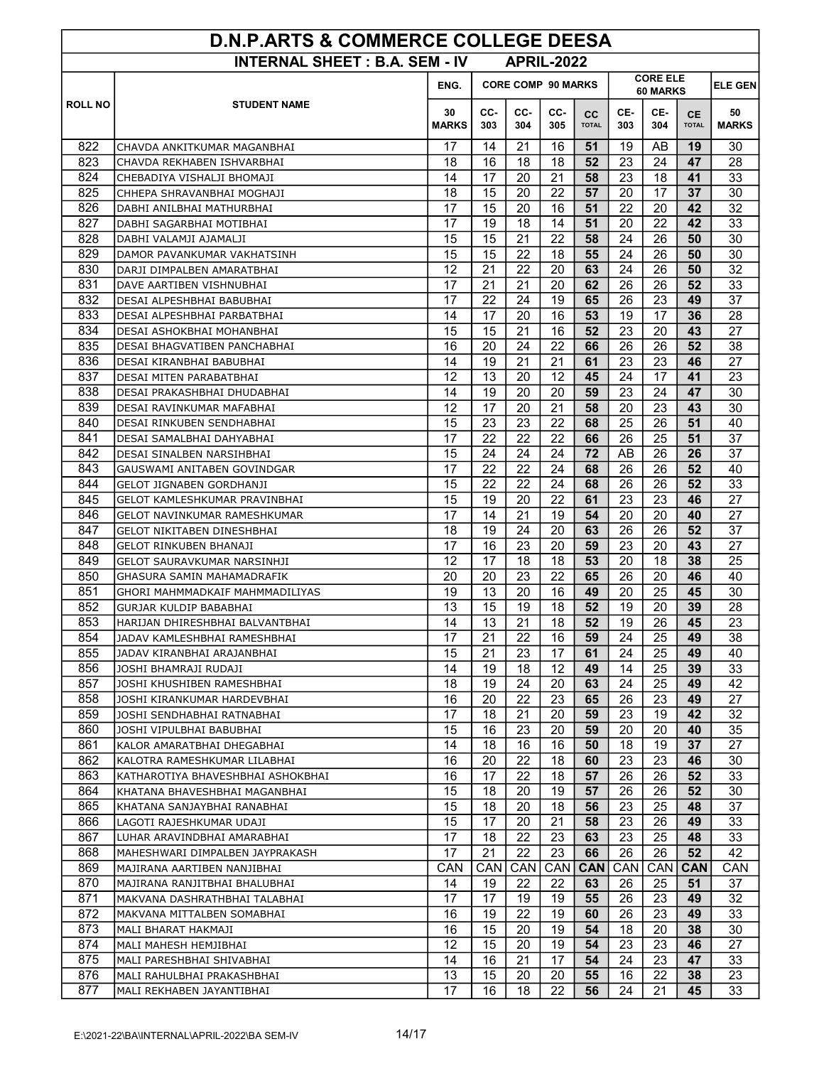# D.N.P.ARTS & COMMERCE COLLEGE DEESA

## INTERNAL SHEET : B.A. SEM - IV APRIL-2022

| ROLL NO | STUDENT NAME | ENG. | CORE COMP 90 MARKS | | | | CORE ELE 60 MARKS | | | ELE GEN |
|---|---|---|---|---|---|---|---|---|---|---|
| | | 30 MARKS | CC-303 | CC-304 | CC-305 | CC TOTAL | CE-303 | CE-304 | CE TOTAL | 50 MARKS |
| 822 | CHAVDA ANKITKUMAR MAGANBHAI | 17 | 14 | 21 | 16 | **51** | 19 | AB | **19** | 30 |
| 823 | CHAVDA REKHABEN ISHVARBHAI | 18 | 16 | 18 | 18 | **52** | 23 | 24 | **47** | 28 |
| 824 | CHEBADIYA VISHALJI BHOMAJI | 14 | 17 | 20 | 21 | **58** | 23 | 18 | **41** | 33 |
| 825 | CHHEPA SHRAVANBHAI MOGHAJI | 18 | 15 | 20 | 22 | **57** | 20 | 17 | **37** | 30 |
| 826 | DABHI ANILBHAI MATHURBHAI | 17 | 15 | 20 | 16 | **51** | 22 | 20 | **42** | 32 |
| 827 | DABHI SAGARBHAI MOTIBHAI | 17 | 19 | 18 | 14 | **51** | 20 | 22 | **42** | 33 |
| 828 | DABHI VALAMJI AJAMALJI | 15 | 15 | 21 | 22 | **58** | 24 | 26 | **50** | 30 |
| 829 | DAMOR PAVANKUMAR VAKHATSINH | 15 | 15 | 22 | 18 | **55** | 24 | 26 | **50** | 30 |
| 830 | DARJI DIMPALBEN AMARATBHAI | 12 | 21 | 22 | 20 | **63** | 24 | 26 | **50** | 32 |
| 831 | DAVE AARTIBEN VISHNUBHAI | 17 | 21 | 21 | 20 | **62** | 26 | 26 | **52** | 33 |
| 832 | DESAI ALPESHBHAI BABUBHAI | 17 | 22 | 24 | 19 | **65** | 26 | 23 | **49** | 37 |
| 833 | DESAI ALPESHBHAI PARBATBHAI | 14 | 17 | 20 | 16 | **53** | 19 | 17 | **36** | 28 |
| 834 | DESAI ASHOKBHAI MOHANBHAI | 15 | 15 | 21 | 16 | **52** | 23 | 20 | **43** | 27 |
| 835 | DESAI BHAGVATIBEN PANCHABHAI | 16 | 20 | 24 | 22 | **66** | 26 | 26 | **52** | 38 |
| 836 | DESAI KIRANBHAI BABUBHAI | 14 | 19 | 21 | 21 | **61** | 23 | 23 | **46** | 27 |
| 837 | DESAI MITEN PARABATBHAI | 12 | 13 | 20 | 12 | **45** | 24 | 17 | **41** | 23 |
| 838 | DESAI PRAKASHBHAI DHUDABHAI | 14 | 19 | 20 | 20 | **59** | 23 | 24 | **47** | 30 |
| 839 | DESAI RAVINKUMAR MAFABHAI | 12 | 17 | 20 | 21 | **58** | 20 | 23 | **43** | 30 |
| 840 | DESAI RINKUBEN SENDHABHAI | 15 | 23 | 23 | 22 | **68** | 25 | 26 | **51** | 40 |
| 841 | DESAI SAMALBHAI DAHYABHAI | 17 | 22 | 22 | 22 | **66** | 26 | 25 | **51** | 37 |
| 842 | DESAI SINALBEN NARSIHBHAI | 15 | 24 | 24 | 24 | **72** | AB | 26 | **26** | 37 |
| 843 | GAUSWAMI ANITABEN GOVINDGAR | 17 | 22 | 22 | 24 | **68** | 26 | 26 | **52** | 40 |
| 844 | GELOT JIGNABEN GORDHANJI | 15 | 22 | 22 | 24 | **68** | 26 | 26 | **52** | 33 |
| 845 | GELOT KAMLESHKUMAR PRAVINBHAI | 15 | 19 | 20 | 22 | **61** | 23 | 23 | **46** | 27 |
| 846 | GELOT NAVINKUMAR RAMESHKUMAR | 17 | 14 | 21 | 19 | **54** | 20 | 20 | **40** | 27 |
| 847 | GELOT NIKITABEN DINESHBHAI | 18 | 19 | 24 | 20 | **63** | 26 | 26 | **52** | 37 |
| 848 | GELOT RINKUBEN BHANAJI | 17 | 16 | 23 | 20 | **59** | 23 | 20 | **43** | 27 |
| 849 | GELOT SAURAVKUMAR NARSINHJI | 12 | 17 | 18 | 18 | **53** | 20 | 18 | **38** | 25 |
| 850 | GHASURA SAMIN MAHAMADRAFIK | 20 | 20 | 23 | 22 | **65** | 26 | 20 | **46** | 40 |
| 851 | GHORI MAHMMADKAIF MAHMMADILIYAS | 19 | 13 | 20 | 16 | **49** | 20 | 25 | **45** | 30 |
| 852 | GURJAR KULDIP BABABHAI | 13 | 15 | 19 | 18 | **52** | 19 | 20 | **39** | 28 |
| 853 | HARIJAN DHIRESHBHAI BALVANTBHAI | 14 | 13 | 21 | 18 | **52** | 19 | 26 | **45** | 23 |
| 854 | JADAV KAMLESHBHAI RAMESHBHAI | 17 | 21 | 22 | 16 | **59** | 24 | 25 | **49** | 38 |
| 855 | JADAV KIRANBHAI ARAJANBHAI | 15 | 21 | 23 | 17 | **61** | 24 | 25 | **49** | 40 |
| 856 | JOSHI BHAMRAJI RUDAJI | 14 | 19 | 18 | 12 | **49** | 14 | 25 | **39** | 33 |
| 857 | JOSHI KHUSHIBEN RAMESHBHAI | 18 | 19 | 24 | 20 | **63** | 24 | 25 | **49** | 42 |
| 858 | JOSHI KIRANKUMAR HARDEVBHAI | 16 | 20 | 22 | 23 | **65** | 26 | 23 | **49** | 27 |
| 859 | JOSHI SENDHABHAI RATNABHAI | 17 | 18 | 21 | 20 | **59** | 23 | 19 | **42** | 32 |
| 860 | JOSHI VIPULBHAI BABUBHAI | 15 | 16 | 23 | 20 | **59** | 20 | 20 | **40** | 35 |
| 861 | KALOR AMARATBHAI DHEGABHAI | 14 | 18 | 16 | 16 | **50** | 18 | 19 | **37** | 27 |
| 862 | KALOTRA RAMESHKUMAR LILABHAI | 16 | 20 | 22 | 18 | **60** | 23 | 23 | **46** | 30 |
| 863 | KATHAROTIYA BHAVESHBHAI ASHOKBHAI | 16 | 17 | 22 | 18 | **57** | 26 | 26 | **52** | 33 |
| 864 | KHATANA BHAVESHBHAI MAGANBHAI | 15 | 18 | 20 | 19 | **57** | 26 | 26 | **52** | 30 |
| 865 | KHATANA SANJAYBHAI RANABHAI | 15 | 18 | 20 | 18 | **56** | 23 | 25 | **48** | 37 |
| 866 | LAGOTI RAJESHKUMAR UDAJI | 15 | 17 | 20 | 21 | **58** | 23 | 26 | **49** | 33 |
| 867 | LUHAR ARAVINDBHAI AMARABHAI | 17 | 18 | 22 | 23 | **63** | 23 | 25 | **48** | 33 |
| 868 | MAHESHWARI DIMPALBEN JAYPRAKASH | 17 | 21 | 22 | 23 | **66** | 26 | 26 | **52** | 42 |
| 869 | MAJIRANA AARTIBEN NANJIBHAI | CAN | CAN | CAN | CAN | **CAN** | CAN | CAN | **CAN** | CAN |
| 870 | MAJIRANA RANJITBHAI BHALUBHAI | 14 | 19 | 22 | 22 | **63** | 26 | 25 | **51** | 37 |
| 871 | MAKVANA DASHRATHBHAI TALABHAI | 17 | 17 | 19 | 19 | **55** | 26 | 23 | **49** | 32 |
| 872 | MAKVANA MITTALBEN SOMABHAI | 16 | 19 | 22 | 19 | **60** | 26 | 23 | **49** | 33 |
| 873 | MALI BHARAT HAKMAJI | 16 | 15 | 20 | 19 | **54** | 18 | 20 | **38** | 30 |
| 874 | MALI MAHESH HEMJIBHAI | 12 | 15 | 20 | 19 | **54** | 23 | 23 | **46** | 27 |
| 875 | MALI PARESHBHAI SHIVABHAI | 14 | 16 | 21 | 17 | **54** | 24 | 23 | **47** | 33 |
| 876 | MALI RAHULBHAI PRAKASHBHAI | 13 | 15 | 20 | 20 | **55** | 16 | 22 | **38** | 23 |
| 877 | MALI REKHABEN JAYANTIBHAI | 17 | 16 | 18 | 22 | **56** | 24 | 21 | **45** | 33 |

E:\2021-22\BA\INTERNAL\APRIL-2022\BA SEM-IV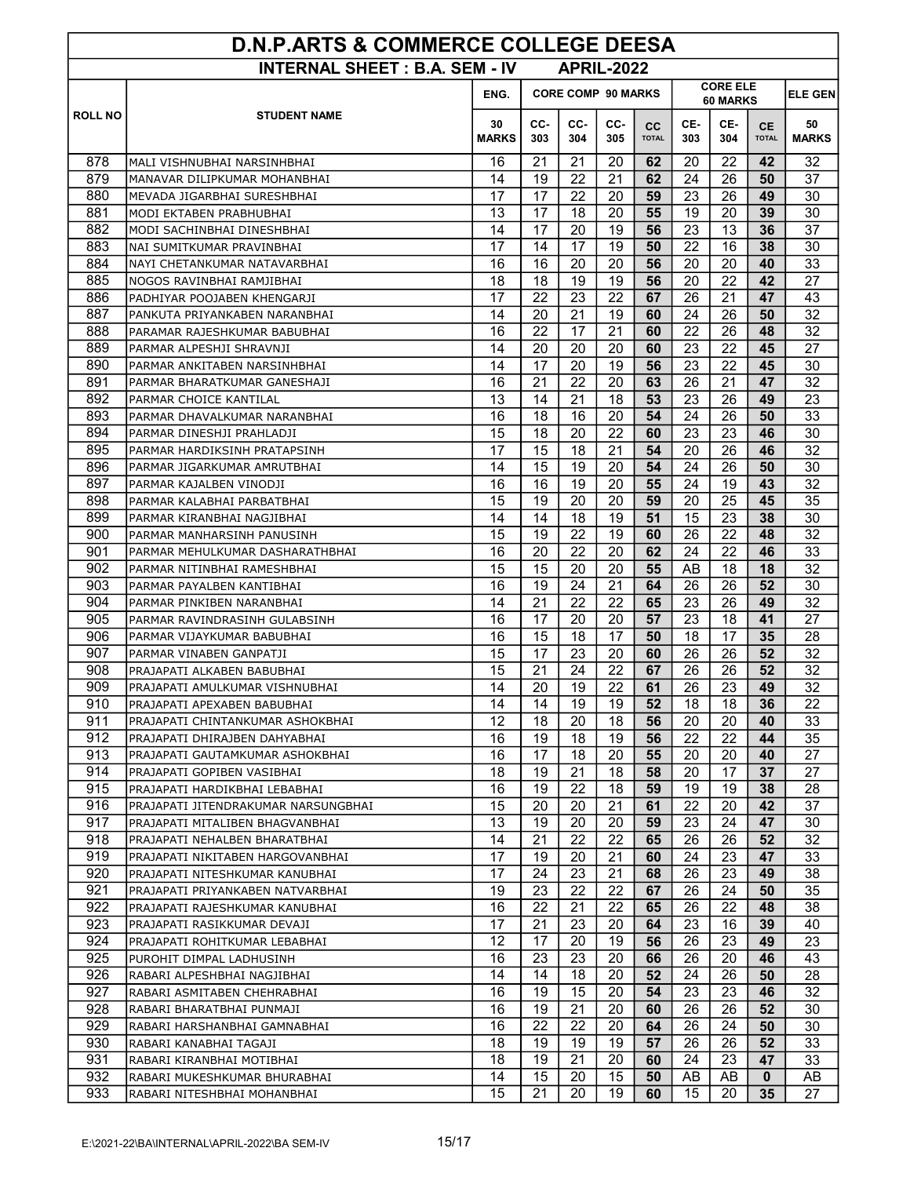# D.N.P.ARTS & COMMERCE COLLEGE DEESA

## INTERNAL SHEET : B.A. SEM - IV APRIL-2022

| ROLL NO | STUDENT NAME | ENG. | CORE COMP 90 MARKS | | | | CORE ELE 60 MARKS | | | ELE GEN |
|---|---|---|---|---|---|---|---|---|---|---|
| | | 30 MARKS | CC-303 | CC-304 | CC-305 | CC TOTAL | CE-303 | CE-304 | CE TOTAL | 50 MARKS |
| 878 | MALI VISHNUBHAI NARSINHBHAI | 16 | 21 | 21 | 20 | 62 | 20 | 22 | 42 | 32 |
| 879 | MANAVAR DILIPKUMAR MOHANBHAI | 14 | 19 | 22 | 21 | 62 | 24 | 26 | 50 | 37 |
| 880 | MEVADA JIGARBHAI SURESHBHAI | 17 | 17 | 22 | 20 | 59 | 23 | 26 | 49 | 30 |
| 881 | MODI EKTABEN PRABHUBHAI | 13 | 17 | 18 | 20 | 55 | 19 | 20 | 39 | 30 |
| 882 | MODI SACHINBHAI DINESHBHAI | 14 | 17 | 20 | 19 | 56 | 23 | 13 | 36 | 37 |
| 883 | NAI SUMITKUMAR PRAVINBHAI | 17 | 14 | 17 | 19 | 50 | 22 | 16 | 38 | 30 |
| 884 | NAYI CHETANKUMAR NATAVARBHAI | 16 | 16 | 20 | 20 | 56 | 20 | 20 | 40 | 33 |
| 885 | NOGOS RAVINBHAI RAMJIBHAI | 18 | 18 | 19 | 19 | 56 | 20 | 22 | 42 | 27 |
| 886 | PADHIYAR POOJABEN KHENGARJI | 17 | 22 | 23 | 22 | 67 | 26 | 21 | 47 | 43 |
| 887 | PANKUTA PRIYANKABEN NARANBHAI | 14 | 20 | 21 | 19 | 60 | 24 | 26 | 50 | 32 |
| 888 | PARAMAR RAJESHKUMAR BABUBHAI | 16 | 22 | 17 | 21 | 60 | 22 | 26 | 48 | 32 |
| 889 | PARMAR ALPESHJI SHRAVNJI | 14 | 20 | 20 | 20 | 60 | 23 | 22 | 45 | 27 |
| 890 | PARMAR ANKITABEN NARSINHBHAI | 14 | 17 | 20 | 19 | 56 | 23 | 22 | 45 | 30 |
| 891 | PARMAR BHARATKUMAR GANESHAJI | 16 | 21 | 22 | 20 | 63 | 26 | 21 | 47 | 32 |
| 892 | PARMAR CHOICE KANTILAL | 13 | 14 | 21 | 18 | 53 | 23 | 26 | 49 | 23 |
| 893 | PARMAR DHAVALKUMAR NARANBHAI | 16 | 18 | 16 | 20 | 54 | 24 | 26 | 50 | 33 |
| 894 | PARMAR DINESHJI PRAHLADJI | 15 | 18 | 20 | 22 | 60 | 23 | 23 | 46 | 30 |
| 895 | PARMAR HARDIKSINH PRATAPSINH | 17 | 15 | 18 | 21 | 54 | 20 | 26 | 46 | 32 |
| 896 | PARMAR JIGARKUMAR AMRUTBHAI | 14 | 15 | 19 | 20 | 54 | 24 | 26 | 50 | 30 |
| 897 | PARMAR KAJALBEN VINODJI | 16 | 16 | 19 | 20 | 55 | 24 | 19 | 43 | 32 |
| 898 | PARMAR KALABHAI PARBATBHAI | 15 | 19 | 20 | 20 | 59 | 20 | 25 | 45 | 35 |
| 899 | PARMAR KIRANBHAI NAGJIBHAI | 14 | 14 | 18 | 19 | 51 | 15 | 23 | 38 | 30 |
| 900 | PARMAR MANHARSINH PANUSINH | 15 | 19 | 22 | 19 | 60 | 26 | 22 | 48 | 32 |
| 901 | PARMAR MEHULKUMAR DASHARATHBHAI | 16 | 20 | 22 | 20 | 62 | 24 | 22 | 46 | 33 |
| 902 | PARMAR NITINBHAI RAMESHBHAI | 15 | 15 | 20 | 20 | 55 | AB | 18 | 18 | 32 |
| 903 | PARMAR PAYALBEN KANTIBHAI | 16 | 19 | 24 | 21 | 64 | 26 | 26 | 52 | 30 |
| 904 | PARMAR PINKIBEN NARANBHAI | 14 | 21 | 22 | 22 | 65 | 23 | 26 | 49 | 32 |
| 905 | PARMAR RAVINDRASINH GULABSINH | 16 | 17 | 20 | 20 | 57 | 23 | 18 | 41 | 27 |
| 906 | PARMAR VIJAYKUMAR BABUBHAI | 16 | 15 | 18 | 17 | 50 | 18 | 17 | 35 | 28 |
| 907 | PARMAR VINABEN GANPATJI | 15 | 17 | 23 | 20 | 60 | 26 | 26 | 52 | 32 |
| 908 | PRAJAPATI ALKABEN BABUBHAI | 15 | 21 | 24 | 22 | 67 | 26 | 26 | 52 | 32 |
| 909 | PRAJAPATI AMULKUMAR VISHNUBHAI | 14 | 20 | 19 | 22 | 61 | 26 | 23 | 49 | 32 |
| 910 | PRAJAPATI APEXABEN BABUBHAI | 14 | 14 | 19 | 19 | 52 | 18 | 18 | 36 | 22 |
| 911 | PRAJAPATI CHINTANKUMAR ASHOKBHAI | 12 | 18 | 20 | 18 | 56 | 20 | 20 | 40 | 33 |
| 912 | PRAJAPATI DHIRAJBEN DAHYABHAI | 16 | 19 | 18 | 19 | 56 | 22 | 22 | 44 | 35 |
| 913 | PRAJAPATI GAUTAMKUMAR ASHOKBHAI | 16 | 17 | 18 | 20 | 55 | 20 | 20 | 40 | 27 |
| 914 | PRAJAPATI GOPIBEN VASIBHAI | 18 | 19 | 21 | 18 | 58 | 20 | 17 | 37 | 27 |
| 915 | PRAJAPATI HARDIKBHAI LEBABHAI | 16 | 19 | 22 | 18 | 59 | 19 | 19 | 38 | 28 |
| 916 | PRAJAPATI JITENDRAKUMAR NARSUNGBHAI | 15 | 20 | 20 | 21 | 61 | 22 | 20 | 42 | 37 |
| 917 | PRAJAPATI MITALIBEN BHAGVANBHAI | 13 | 19 | 20 | 20 | 59 | 23 | 24 | 47 | 30 |
| 918 | PRAJAPATI NEHALBEN BHARATBHAI | 14 | 21 | 22 | 22 | 65 | 26 | 26 | 52 | 32 |
| 919 | PRAJAPATI NIKITABEN HARGOVANBHAI | 17 | 19 | 20 | 21 | 60 | 24 | 23 | 47 | 33 |
| 920 | PRAJAPATI NITESHKUMAR KANUBHAI | 17 | 24 | 23 | 21 | 68 | 26 | 23 | 49 | 38 |
| 921 | PRAJAPATI PRIYANKABEN NATVARBHAI | 19 | 23 | 22 | 22 | 67 | 26 | 24 | 50 | 35 |
| 922 | PRAJAPATI RAJESHKUMAR KANUBHAI | 16 | 22 | 21 | 22 | 65 | 26 | 22 | 48 | 38 |
| 923 | PRAJAPATI RASIKKUMAR DEVAJI | 17 | 21 | 23 | 20 | 64 | 23 | 16 | 39 | 40 |
| 924 | PRAJAPATI ROHITKUMAR LEBABHAI | 12 | 17 | 20 | 19 | 56 | 26 | 23 | 49 | 23 |
| 925 | PUROHIT DIMPAL LADHUSINH | 16 | 23 | 23 | 20 | 66 | 26 | 20 | 46 | 43 |
| 926 | RABARI ALPESHBHAI NAGJIBHAI | 14 | 14 | 18 | 20 | 52 | 24 | 26 | 50 | 28 |
| 927 | RABARI ASMITABEN CHEHRABHAI | 16 | 19 | 15 | 20 | 54 | 23 | 23 | 46 | 32 |
| 928 | RABARI BHARATBHAI PUNMAJI | 16 | 19 | 21 | 20 | 60 | 26 | 26 | 52 | 30 |
| 929 | RABARI HARSHANBHAI GAMNABHAI | 16 | 22 | 22 | 20 | 64 | 26 | 24 | 50 | 30 |
| 930 | RABARI KANABHAI TAGAJI | 18 | 19 | 19 | 19 | 57 | 26 | 26 | 52 | 33 |
| 931 | RABARI KIRANBHAI MOTIBHAI | 18 | 19 | 21 | 20 | 60 | 24 | 23 | 47 | 33 |
| 932 | RABARI MUKESHKUMAR BHURABHAI | 14 | 15 | 20 | 15 | 50 | AB | AB | 0 | AB |
| 933 | RABARI NITESHBHAI MOHANBHAI | 15 | 21 | 20 | 19 | 60 | 15 | 20 | 35 | 27 |

E:\2021-22\BA\INTERNAL\APRIL-2022\BA SEM-IV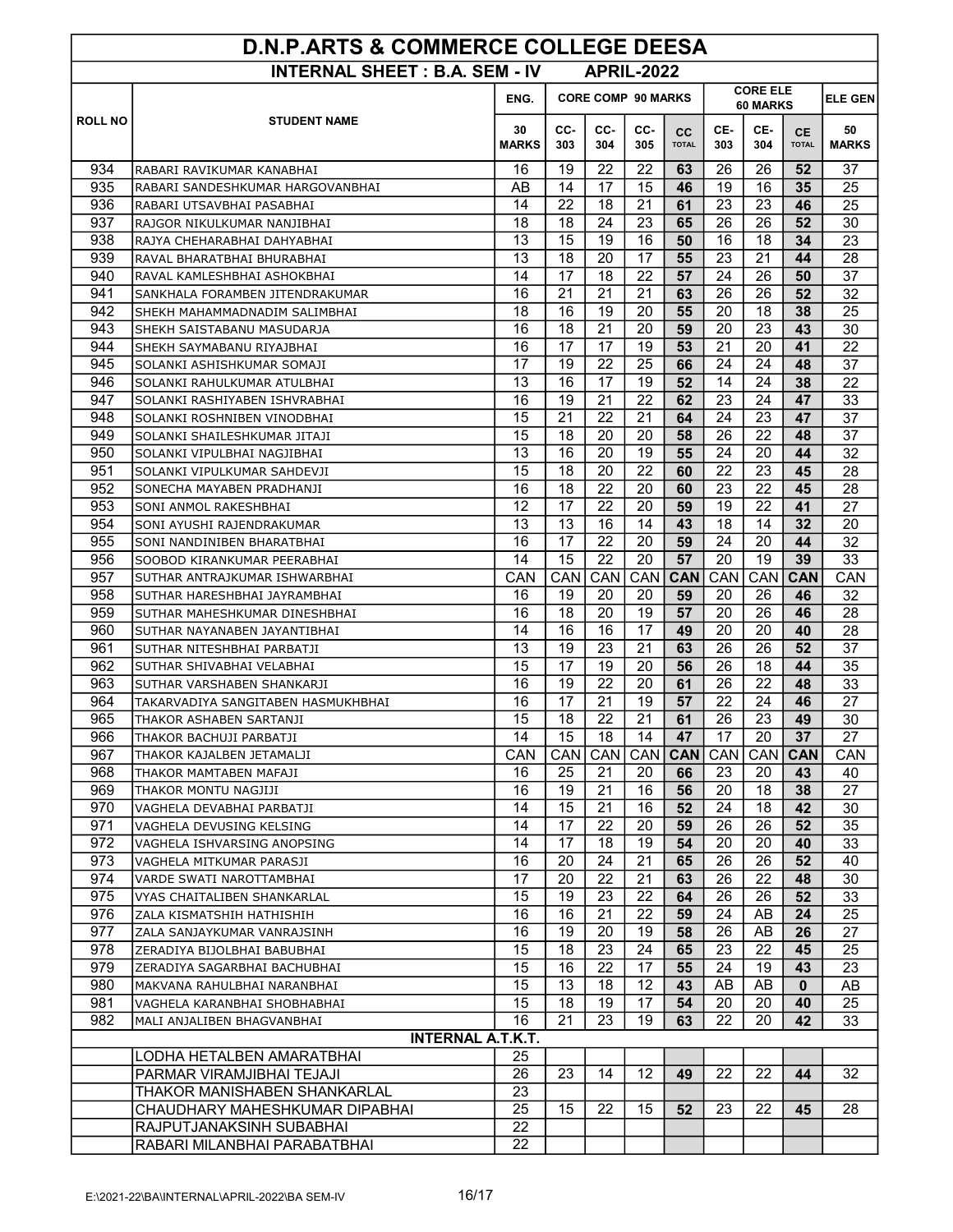# D.N.P.ARTS & COMMERCE COLLEGE DEESA

## INTERNAL SHEET : B.A. SEM - IV APRIL-2022

| ROLL NO | STUDENT NAME | ENG. | CORE COMP 90 MARKS | | | | CORE ELE 60 MARKS | | | ELE GEN |
|---|---|---|---|---|---|---|---|---|---|---|
| | | 30 MARKS | CC-303 | CC-304 | CC-305 | CC TOTAL | CE-303 | CE-304 | CE TOTAL | 50 MARKS |
| 934 | RABARI RAVIKUMAR KANABHAI | 16 | 19 | 22 | 22 | 63 | 26 | 26 | 52 | 37 |
| 935 | RABARI SANDESHKUMAR HARGOVANBHAI | AB | 14 | 17 | 15 | 46 | 19 | 16 | 35 | 25 |
| 936 | RABARI UTSAVBHAI PASABHAI | 14 | 22 | 18 | 21 | 61 | 23 | 23 | 46 | 25 |
| 937 | RAJGOR NIKULKUMAR NANJIBHAI | 18 | 18 | 24 | 23 | 65 | 26 | 26 | 52 | 30 |
| 938 | RAJYA CHEHARABHAI DAHYABHAI | 13 | 15 | 19 | 16 | 50 | 16 | 18 | 34 | 23 |
| 939 | RAVAL BHARATBHAI BHURABHAI | 13 | 18 | 20 | 17 | 55 | 23 | 21 | 44 | 28 |
| 940 | RAVAL KAMLESHBHAI ASHOKBHAI | 14 | 17 | 18 | 22 | 57 | 24 | 26 | 50 | 37 |
| 941 | SANKHALA FORAMBEN JITENDRAKUMAR | 16 | 21 | 21 | 21 | 63 | 26 | 26 | 52 | 32 |
| 942 | SHEKH MAHAMMADNADIM SALIMBHAI | 18 | 16 | 19 | 20 | 55 | 20 | 18 | 38 | 25 |
| 943 | SHEKH SAISTABANU MASUDARJA | 16 | 18 | 21 | 20 | 59 | 20 | 23 | 43 | 30 |
| 944 | SHEKH SAYMABANU RIYAJBHAI | 16 | 17 | 17 | 19 | 53 | 21 | 20 | 41 | 22 |
| 945 | SOLANKI ASHISHKUMAR SOMAJI | 17 | 19 | 22 | 25 | 66 | 24 | 24 | 48 | 37 |
| 946 | SOLANKI RAHULKUMAR ATULBHAI | 13 | 16 | 17 | 19 | 52 | 14 | 24 | 38 | 22 |
| 947 | SOLANKI RASHIYABEN ISHVRABHAI | 16 | 19 | 21 | 22 | 62 | 23 | 24 | 47 | 33 |
| 948 | SOLANKI ROSHNIBEN VINODBHAI | 15 | 21 | 22 | 21 | 64 | 24 | 23 | 47 | 37 |
| 949 | SOLANKI SHAILESHKUMAR JITAJI | 15 | 18 | 20 | 20 | 58 | 26 | 22 | 48 | 37 |
| 950 | SOLANKI VIPULBHAI NAGJIBHAI | 13 | 16 | 20 | 19 | 55 | 24 | 20 | 44 | 32 |
| 951 | SOLANKI VIPULKUMAR SAHDEVJI | 15 | 18 | 20 | 22 | 60 | 22 | 23 | 45 | 28 |
| 952 | SONECHA MAYABEN PRADHANJI | 16 | 18 | 22 | 20 | 60 | 23 | 22 | 45 | 28 |
| 953 | SONI ANMOL RAKESHBHAI | 12 | 17 | 22 | 20 | 59 | 19 | 22 | 41 | 27 |
| 954 | SONI AYUSHI RAJENDRAKUMAR | 13 | 13 | 16 | 14 | 43 | 18 | 14 | 32 | 20 |
| 955 | SONI NANDINIBEN BHARATBHAI | 16 | 17 | 22 | 20 | 59 | 24 | 20 | 44 | 32 |
| 956 | SOOBOD KIRANKUMAR PEERABHAI | 14 | 15 | 22 | 20 | 57 | 20 | 19 | 39 | 33 |
| 957 | SUTHAR ANTRAJKUMAR ISHWARBHAI | CAN | CAN | CAN | CAN | CAN | CAN | CAN | CAN | CAN |
| 958 | SUTHAR HARESHBHAI JAYRAMBHAI | 16 | 19 | 20 | 20 | 59 | 20 | 26 | 46 | 32 |
| 959 | SUTHAR MAHESHKUMAR DINESHBHAI | 16 | 18 | 20 | 19 | 57 | 20 | 26 | 46 | 28 |
| 960 | SUTHAR NAYANABEN JAYANTIBHAI | 14 | 16 | 16 | 17 | 49 | 20 | 20 | 40 | 28 |
| 961 | SUTHAR NITESHBHAI PARBATJI | 13 | 19 | 23 | 21 | 63 | 26 | 26 | 52 | 37 |
| 962 | SUTHAR SHIVABHAI VELABHAI | 15 | 17 | 19 | 20 | 56 | 26 | 18 | 44 | 35 |
| 963 | SUTHAR VARSHABEN SHANKARJI | 16 | 19 | 22 | 20 | 61 | 26 | 22 | 48 | 33 |
| 964 | TAKARVADIYA SANGITABEN HASMUKHBHAI | 16 | 17 | 21 | 19 | 57 | 22 | 24 | 46 | 27 |
| 965 | THAKOR ASHABEN SARTANJI | 15 | 18 | 22 | 21 | 61 | 26 | 23 | 49 | 30 |
| 966 | THAKOR BACHUJI PARBATJI | 14 | 15 | 18 | 14 | 47 | 17 | 20 | 37 | 27 |
| 967 | THAKOR KAJALBEN JETAMALJI | CAN | CAN | CAN | CAN | CAN | CAN | CAN | CAN | CAN |
| 968 | THAKOR MAMTABEN MAFAJI | 16 | 25 | 21 | 20 | 66 | 23 | 20 | 43 | 40 |
| 969 | THAKOR MONTU NAGJIJI | 16 | 19 | 21 | 16 | 56 | 20 | 18 | 38 | 27 |
| 970 | VAGHELA DEVABHAI PARBATJI | 14 | 15 | 21 | 16 | 52 | 24 | 18 | 42 | 30 |
| 971 | VAGHELA DEVUSING KELSING | 14 | 17 | 22 | 20 | 59 | 26 | 26 | 52 | 35 |
| 972 | VAGHELA ISHVARSING ANOPSING | 14 | 17 | 18 | 19 | 54 | 20 | 20 | 40 | 33 |
| 973 | VAGHELA MITKUMAR PARASJI | 16 | 20 | 24 | 21 | 65 | 26 | 26 | 52 | 40 |
| 974 | VARDE SWATI NAROTTAMBHAI | 17 | 20 | 22 | 21 | 63 | 26 | 22 | 48 | 30 |
| 975 | VYAS CHAITALIBEN SHANKARLAL | 15 | 19 | 23 | 22 | 64 | 26 | 26 | 52 | 33 |
| 976 | ZALA KISMATSHIH HATHISHIH | 16 | 16 | 21 | 22 | 59 | 24 | AB | 24 | 25 |
| 977 | ZALA SANJAYKUMAR VANRAJSINH | 16 | 19 | 20 | 19 | 58 | 26 | AB | 26 | 27 |
| 978 | ZERADIYA BIJOLBHAI BABUBHAI | 15 | 18 | 23 | 24 | 65 | 23 | 22 | 45 | 25 |
| 979 | ZERADIYA SAGARBHAI BACHUBHAI | 15 | 16 | 22 | 17 | 55 | 24 | 19 | 43 | 23 |
| 980 | MAKVANA RAHULBHAI NARANBHAI | 15 | 13 | 18 | 12 | 43 | AB | AB | 0 | AB |
| 981 | VAGHELA KARANBHAI SHOBHABHAI | 15 | 18 | 19 | 17 | 54 | 20 | 20 | 40 | 25 |
| 982 | MALI ANJALIBEN BHAGVANBHAI | 16 | 21 | 23 | 19 | 63 | 22 | 20 | 42 | 33 |
| | **INTERNAL A.T.K.T.** | | | | | | | | | |
| | LODHA HETALBEN AMARATBHAI | 25 | | | | | | | | |
| | PARMAR VIRAMJIBHAI TEJAJI | 26 | 23 | 14 | 12 | 49 | 22 | 22 | 44 | 32 |
| | THAKOR MANISHABEN SHANKARLAL | 23 | | | | | | | | |
| | CHAUDHARY MAHESHKUMAR DIPABHAI | 25 | 15 | 22 | 15 | 52 | 23 | 22 | 45 | 28 |
| | RAJPUTJANAKSINH SUBABHAI | 22 | | | | | | | | |
| | RABARI MILANBHAI PARABATBHAI | 22 | | | | | | | | |

E:\2021-22\BA\INTERNAL\APRIL-2022\BA SEM-IV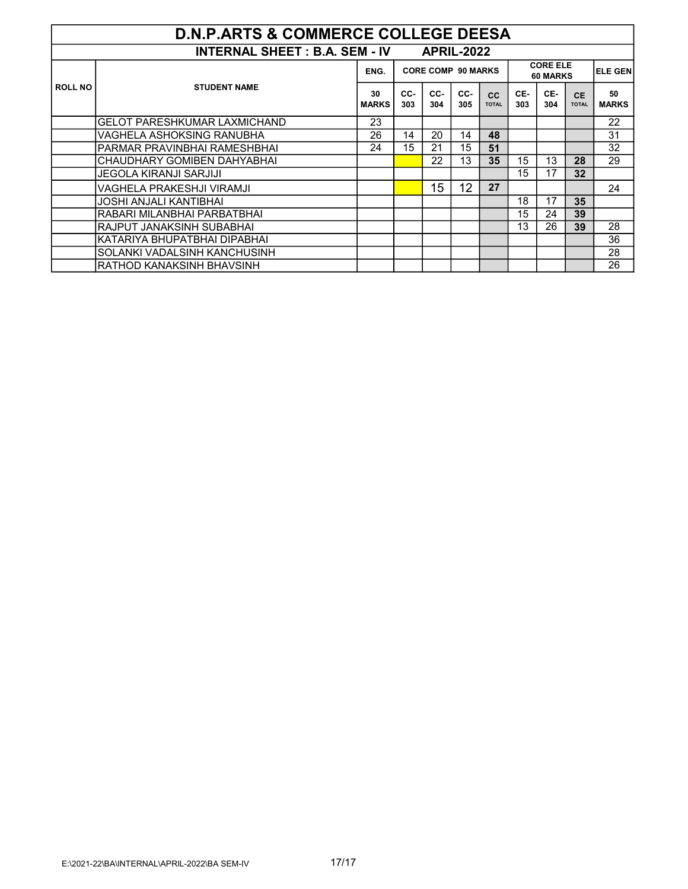# D.N.P.ARTS & COMMERCE COLLEGE DEESA

## INTERNAL SHEET : B.A. SEM - IV APRIL-2022

| ROLL NO | STUDENT NAME | ENG. | CORE COMP 90 MARKS | | | | CORE ELE 60 MARKS | | | ELE GEN |
|---|---|---|---|---|---|---|---|---|---|---|
| | | 30 MARKS | CC-303 | CC-304 | CC-305 | CC TOTAL | CE-303 | CE-304 | CE TOTAL | 50 MARKS |
| | GELOT PARESHKUMAR LAXMICHAND | 23 | | | | | | | | 22 |
| | VAGHELA ASHOKSING RANUBHA | 26 | 14 | 20 | 14 | **48** | | | | 31 |
| | PARMAR PRAVINBHAI RAMESHBHAI | 24 | 15 | 21 | 15 | **51** | | | | 32 |
| | CHAUDHARY GOMIBEN DAHYABHAI | | | 22 | 13 | **35** | 15 | 13 | **28** | 29 |
| | JEGOLA KIRANJI SARJIJI | | | | | | 15 | 17 | **32** | |
| | VAGHELA PRAKESHJI VIRAMJI | | | 15 | 12 | **27** | | | | 24 |
| | JOSHI ANJALI KANTIBHAI | | | | | | 18 | 17 | **35** | |
| | RABARI MILANBHAI PARBATBHAI | | | | | | 15 | 24 | **39** | |
| | RAJPUT JANAKSINH SUBABHAI | | | | | | 13 | 26 | **39** | 28 |
| | KATARIYA BHUPATBHAI DIPABHAI | | | | | | | | | 36 |
| | SOLANKI VADALSINH KANCHUSINH | | | | | | | | | 28 |
| | RATHOD KANAKSINH BHAVSINH | | | | | | | | | 26 |

E:\2021-22\BA\INTERNAL\APRIL-2022\BA SEM-IV